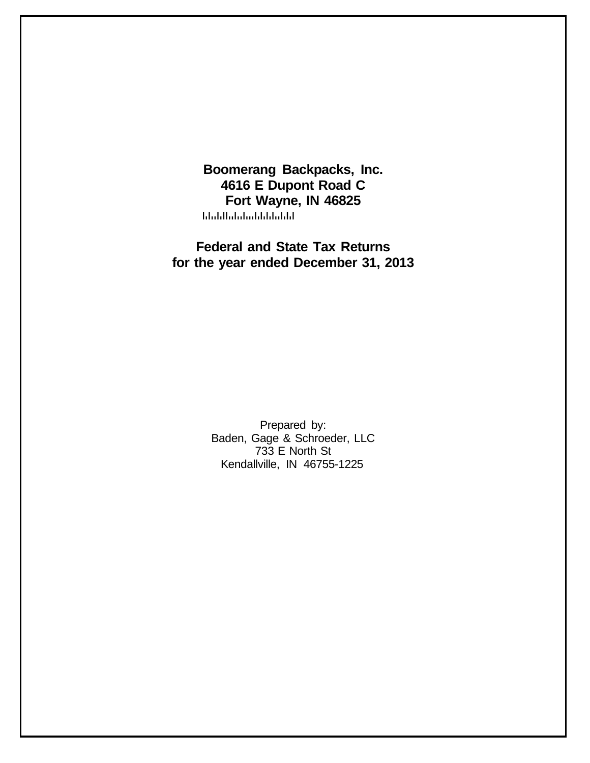**Boomerang Backpacks, Inc.**
**4616 E Dupont Road C**
**Fort Wayne, IN 46825**

# Federal and State Tax Returns
# for the year ended December 31, 2013

Prepared by:
Baden, Gage & Schroeder, LLC
733 E North St
Kendallville, IN 46755-1225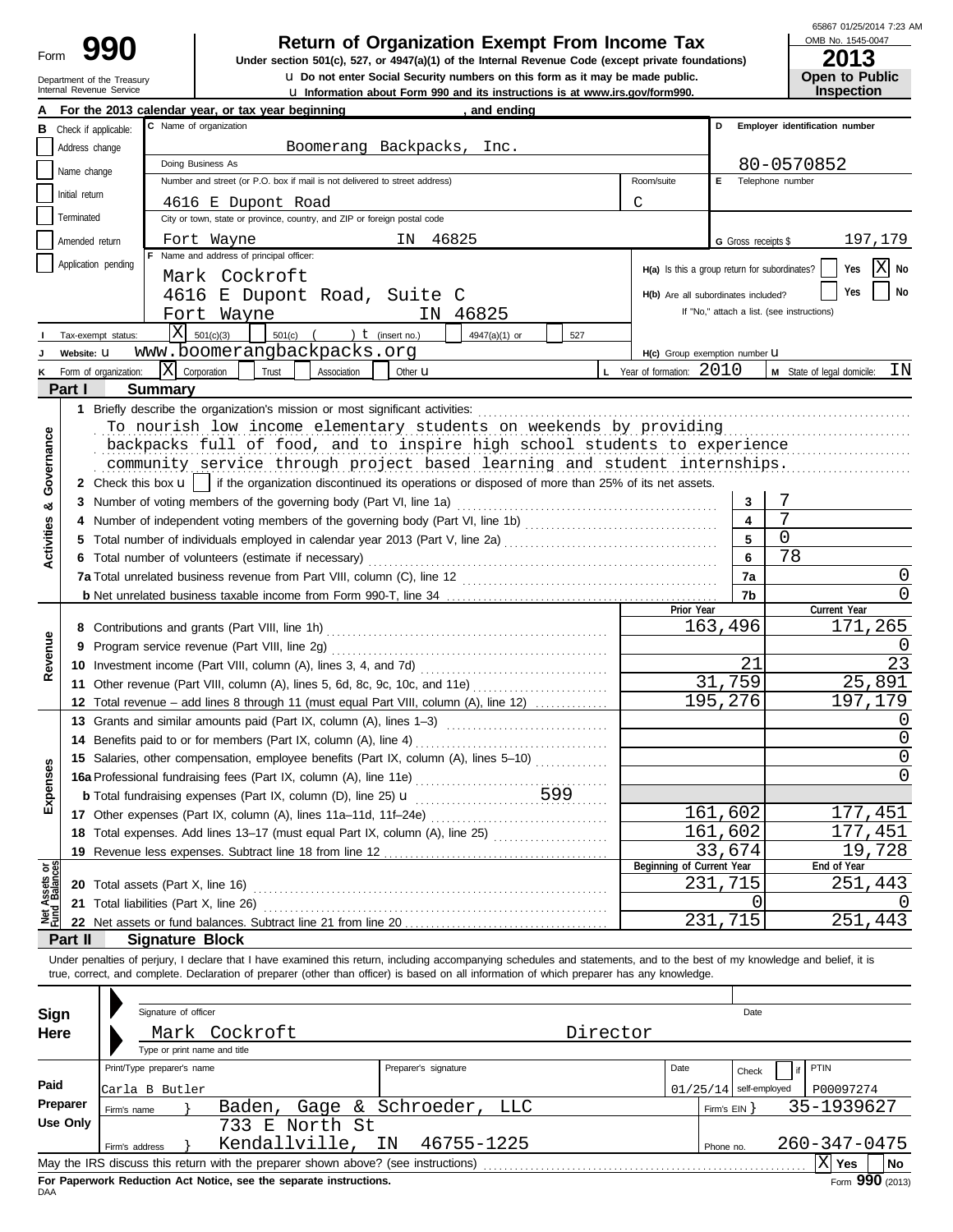65867 01/25/2014 7:23 AM

Form **990**

Department of the Treasury
Internal Revenue Service

# Return of Organization Exempt From Income Tax

**Under section 501(c), 527, or 4947(a)(1) of the Internal Revenue Code (except private foundations)**

u Do not enter Social Security numbers on this form as it may be made public.

u Information about Form 990 and its instructions is at www.irs.gov/form990.

OMB No. 1545-0047

**2013**

**Open to Public Inspection**

**A** For the 2013 calendar year, or tax year beginning , and ending

**B** Check if applicable:
- Address change
- Name change
- Initial return
- Terminated
- Amended return
- Application pending

**C** Name of organization: Boomerang Backpacks, Inc.

Doing Business As

Number and street (or P.O. box if mail is not delivered to street address): 4616 E Dupont Road — Room/suite: C

City or town, state or province, country, and ZIP or foreign postal code: Fort Wayne IN 46825

**D** Employer identification number: 80-0570852

**E** Telephone number

**G** Gross receipts $ 197,179

**F** Name and address of principal officer:
Mark Cockroft
4616 E Dupont Road, Suite C
Fort Wayne IN 46825

H(a) Is this a group return for subordinates? Yes [ ] No [X]

H(b) Are all subordinates included? Yes [ ] No [ ]
If "No," attach a list. (see instructions)

**I** Tax-exempt status: [X] 501(c)(3) [ ] 501(c) ( ) t (insert no.) [ ] 4947(a)(1) or [ ] 527

**J** Website: u www.boomerangbackpacks.org

H(c) Group exemption number u

**K** Form of organization: [X] Corporation [ ] Trust [ ] Association [ ] Other u

**L** Year of formation: 2010

**M** State of legal domicile: IN

## Part I Summary

**Activities & Governance**

1 Briefly describe the organization's mission or most significant activities:
To nourish low income elementary students on weekends by providing backpacks full of food, and to inspire high school students to experience community service through project based learning and student internships.

2 Check this box u [ ] if the organization discontinued its operations or disposed of more than 25% of its net assets.

| | | | |
|---|---|---|---|
| 3 | Number of voting members of the governing body (Part VI, line 1a) | 3 | 7 |
| 4 | Number of independent voting members of the governing body (Part VI, line 1b) | 4 | 7 |
| 5 | Total number of individuals employed in calendar year 2013 (Part V, line 2a) | 5 | 0 |
| 6 | Total number of volunteers (estimate if necessary) | 6 | 78 |
| 7a | Total unrelated business revenue from Part VIII, column (C), line 12 | 7a | 0 |
| b | Net unrelated business taxable income from Form 990-T, line 34 | 7b | 0 |

| | | Prior Year | Current Year |
|---|---|---|---|
| **Revenue** | | | |
| 8 | Contributions and grants (Part VIII, line 1h) | 163,496 | 171,265 |
| 9 | Program service revenue (Part VIII, line 2g) | | 0 |
| 10 | Investment income (Part VIII, column (A), lines 3, 4, and 7d) | 21 | 23 |
| 11 | Other revenue (Part VIII, column (A), lines 5, 6d, 8c, 9c, 10c, and 11e) | 31,759 | 25,891 |
| 12 | Total revenue – add lines 8 through 11 (must equal Part VIII, column (A), line 12) | 195,276 | 197,179 |
| **Expenses** | | | |
| 13 | Grants and similar amounts paid (Part IX, column (A), lines 1–3) | | 0 |
| 14 | Benefits paid to or for members (Part IX, column (A), line 4) | | 0 |
| 15 | Salaries, other compensation, employee benefits (Part IX, column (A), lines 5–10) | | 0 |
| 16a | Professional fundraising fees (Part IX, column (A), line 11e) | | 0 |
| b | Total fundraising expenses (Part IX, column (D), line 25) u 599 | | |
| 17 | Other expenses (Part IX, column (A), lines 11a–11d, 11f–24e) | 161,602 | 177,451 |
| 18 | Total expenses. Add lines 13–17 (must equal Part IX, column (A), line 25) | 161,602 | 177,451 |
| 19 | Revenue less expenses. Subtract line 18 from line 12 | 33,674 | 19,728 |

| **Net Assets or Fund Balances** | | Beginning of Current Year | End of Year |
|---|---|---|---|
| 20 | Total assets (Part X, line 16) | 231,715 | 251,443 |
| 21 | Total liabilities (Part X, line 26) | 0 | 0 |
| 22 | Net assets or fund balances. Subtract line 21 from line 20 | 231,715 | 251,443 |

## Part II Signature Block

Under penalties of perjury, I declare that I have examined this return, including accompanying schedules and statements, and to the best of my knowledge and belief, it is true, correct, and complete. Declaration of preparer (other than officer) is based on all information of which preparer has any knowledge.

**Sign Here**

Signature of officer — Date

Mark Cockroft — Director

Type or print name and title

**Paid Preparer Use Only**

| Print/Type preparer's name | Preparer's signature | Date | Check [ ] if self-employed | PTIN |
|---|---|---|---|---|
| Carla B Butler | | 01/25/14 | | P00097274 |

Firm's name } Baden, Gage & Schroeder, LLC — Firm's EIN } 35-1939627

Firm's address } 733 E North St, Kendallville, IN 46755-1225 — Phone no. 260-347-0475

May the IRS discuss this return with the preparer shown above? (see instructions) [X] Yes [ ] No

**For Paperwork Reduction Act Notice, see the separate instructions.**

DAA

Form **990** (2013)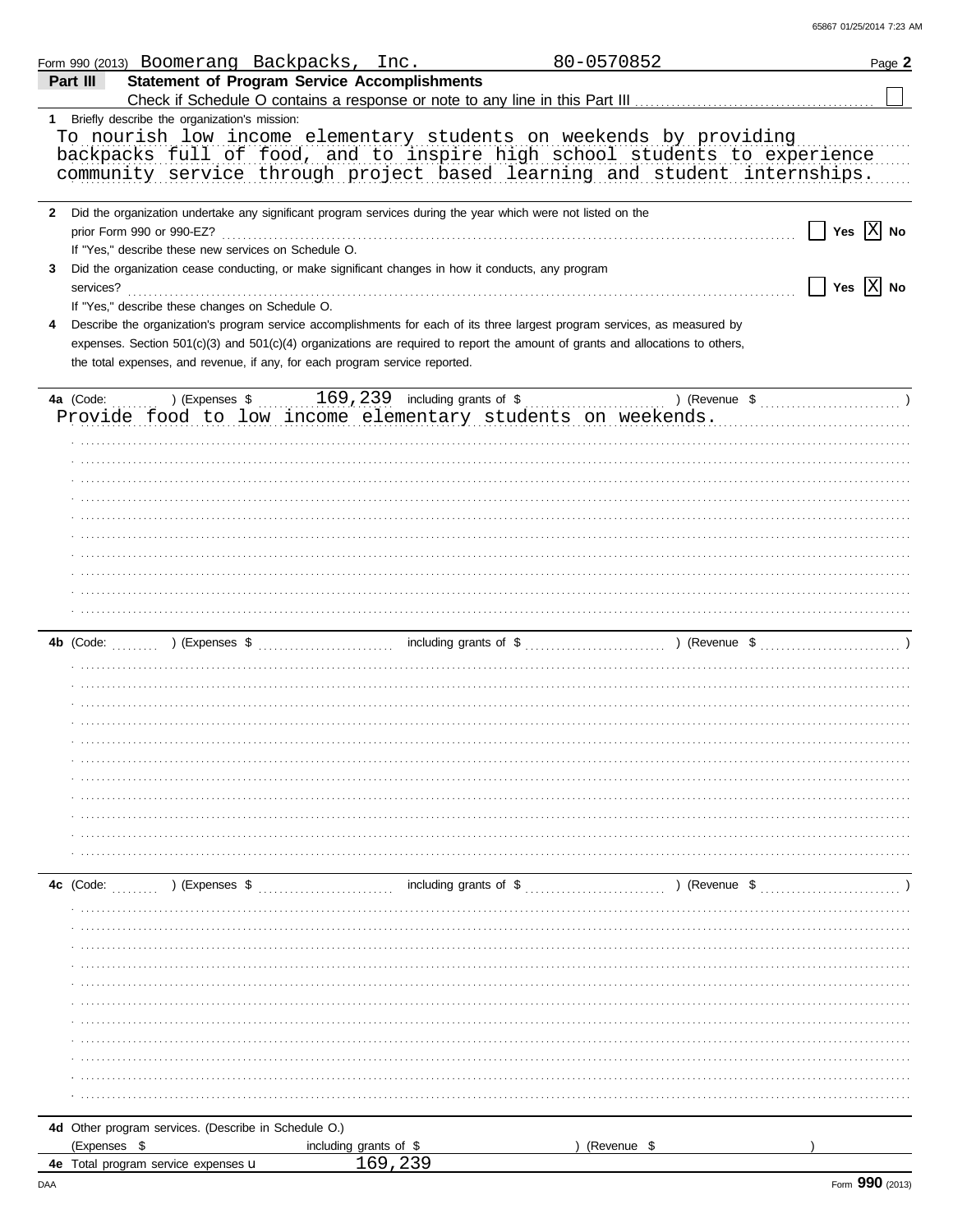Form 990 (2013) Boomerang Backpacks, Inc. 80-0570852

## Part III Statement of Program Service Accomplishments

Check if Schedule O contains a response or note to any line in this Part III ☐

**1** Briefly describe the organization's mission:

To nourish low income elementary students on weekends by providing backpacks full of food, and to inspire high school students to experience community service through project based learning and student internships.

**2** Did the organization undertake any significant program services during the year which were not listed on the prior Form 990 or 990-EZ? ☐ Yes ☒ No

If "Yes," describe these new services on Schedule O.

**3** Did the organization cease conducting, or make significant changes in how it conducts, any program services? ☐ Yes ☒ No

If "Yes," describe these changes on Schedule O.

**4** Describe the organization's program service accomplishments for each of its three largest program services, as measured by expenses. Section 501(c)(3) and 501(c)(4) organizations are required to report the amount of grants and allocations to others, the total expenses, and revenue, if any, for each program service reported.

**4a** (Code: ) (Expenses $ 169,239 including grants of $ ) (Revenue $ )

Provide food to low income elementary students on weekends.

**4b** (Code: ) (Expenses $ including grants of $ ) (Revenue $ )

**4c** (Code: ) (Expenses $ including grants of $ ) (Revenue $ )

**4d** Other program services. (Describe in Schedule O.)

(Expenses $ including grants of $ ) (Revenue $ )

**4e** Total program service expenses 169,239

Form 990 (2013)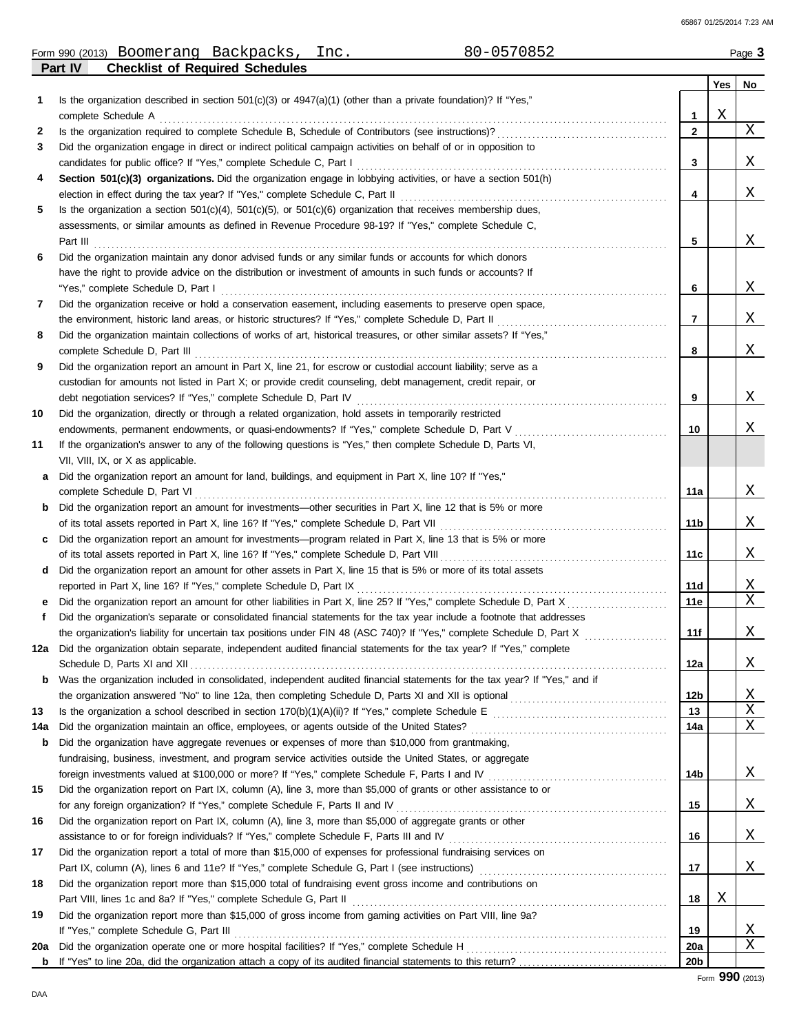Form 990 (2013) Boomerang Backpacks, Inc. 80-0570852 Page **3**

**Part IV Checklist of Required Schedules**

| | | Line | Yes | No |
|---|---|---|---|---|
| **1** | Is the organization described in section 501(c)(3) or 4947(a)(1) (other than a private foundation)? If "Yes," complete Schedule A | **1** | X | |
| **2** | Is the organization required to complete Schedule B, Schedule of Contributors (see instructions)? | **2** | | X |
| **3** | Did the organization engage in direct or indirect political campaign activities on behalf of or in opposition to candidates for public office? If "Yes," complete Schedule C, Part I | **3** | | X |
| **4** | **Section 501(c)(3) organizations.** Did the organization engage in lobbying activities, or have a section 501(h) election in effect during the tax year? If "Yes," complete Schedule C, Part II | **4** | | X |
| **5** | Is the organization a section 501(c)(4), 501(c)(5), or 501(c)(6) organization that receives membership dues, assessments, or similar amounts as defined in Revenue Procedure 98-19? If "Yes," complete Schedule C, Part III | **5** | | X |
| **6** | Did the organization maintain any donor advised funds or any similar funds or accounts for which donors have the right to provide advice on the distribution or investment of amounts in such funds or accounts? If "Yes," complete Schedule D, Part I | **6** | | X |
| **7** | Did the organization receive or hold a conservation easement, including easements to preserve open space, the environment, historic land areas, or historic structures? If "Yes," complete Schedule D, Part II | **7** | | X |
| **8** | Did the organization maintain collections of works of art, historical treasures, or other similar assets? If "Yes," complete Schedule D, Part III | **8** | | X |
| **9** | Did the organization report an amount in Part X, line 21, for escrow or custodial account liability; serve as a custodian for amounts not listed in Part X; or provide credit counseling, debt management, credit repair, or debt negotiation services? If "Yes," complete Schedule D, Part IV | **9** | | X |
| **10** | Did the organization, directly or through a related organization, hold assets in temporarily restricted endowments, permanent endowments, or quasi-endowments? If "Yes," complete Schedule D, Part V | **10** | | X |
| **11** | If the organization's answer to any of the following questions is "Yes," then complete Schedule D, Parts VI, VII, VIII, IX, or X as applicable. | | | |
| **a** | Did the organization report an amount for land, buildings, and equipment in Part X, line 10? If "Yes," complete Schedule D, Part VI | **11a** | | X |
| **b** | Did the organization report an amount for investments—other securities in Part X, line 12 that is 5% or more of its total assets reported in Part X, line 16? If "Yes," complete Schedule D, Part VII | **11b** | | X |
| **c** | Did the organization report an amount for investments—program related in Part X, line 13 that is 5% or more of its total assets reported in Part X, line 16? If "Yes," complete Schedule D, Part VIII | **11c** | | X |
| **d** | Did the organization report an amount for other assets in Part X, line 15 that is 5% or more of its total assets reported in Part X, line 16? If "Yes," complete Schedule D, Part IX | **11d** | | X |
| **e** | Did the organization report an amount for other liabilities in Part X, line 25? If "Yes," complete Schedule D, Part X | **11e** | | X |
| **f** | Did the organization's separate or consolidated financial statements for the tax year include a footnote that addresses the organization's liability for uncertain tax positions under FIN 48 (ASC 740)? If "Yes," complete Schedule D, Part X | **11f** | | X |
| **12a** | Did the organization obtain separate, independent audited financial statements for the tax year? If "Yes," complete Schedule D, Parts XI and XII | **12a** | | X |
| **b** | Was the organization included in consolidated, independent audited financial statements for the tax year? If "Yes," and if the organization answered "No" to line 12a, then completing Schedule D, Parts XI and XII is optional | **12b** | | X |
| **13** | Is the organization a school described in section 170(b)(1)(A)(ii)? If "Yes," complete Schedule E | **13** | | X |
| **14a** | Did the organization maintain an office, employees, or agents outside of the United States? | **14a** | | X |
| **b** | Did the organization have aggregate revenues or expenses of more than $10,000 from grantmaking, fundraising, business, investment, and program service activities outside the United States, or aggregate foreign investments valued at $100,000 or more? If "Yes," complete Schedule F, Parts I and IV | **14b** | | X |
| **15** | Did the organization report on Part IX, column (A), line 3, more than $5,000 of grants or other assistance to or for any foreign organization? If "Yes," complete Schedule F, Parts II and IV | **15** | | X |
| **16** | Did the organization report on Part IX, column (A), line 3, more than $5,000 of aggregate grants or other assistance to or for foreign individuals? If "Yes," complete Schedule F, Parts III and IV | **16** | | X |
| **17** | Did the organization report a total of more than $15,000 of expenses for professional fundraising services on Part IX, column (A), lines 6 and 11e? If "Yes," complete Schedule G, Part I (see instructions) | **17** | | X |
| **18** | Did the organization report more than $15,000 total of fundraising event gross income and contributions on Part VIII, lines 1c and 8a? If "Yes," complete Schedule G, Part II | **18** | X | |
| **19** | Did the organization report more than $15,000 of gross income from gaming activities on Part VIII, line 9a? If "Yes," complete Schedule G, Part III | **19** | | X |
| **20a** | Did the organization operate one or more hospital facilities? If "Yes," complete Schedule H | **20a** | | X |
| **b** | If "Yes" to line 20a, did the organization attach a copy of its audited financial statements to this return? | **20b** | | |

Form **990** (2013)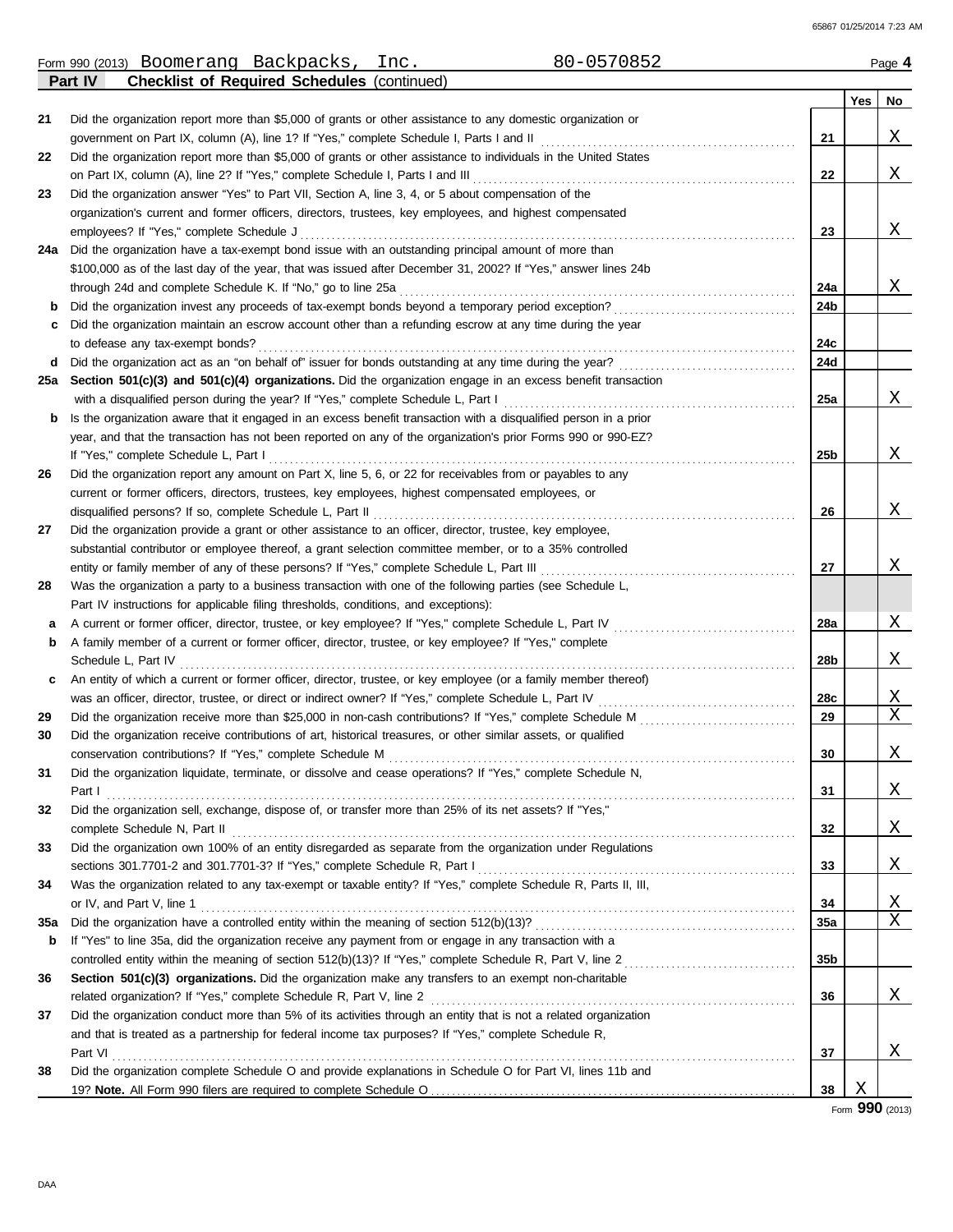Form 990 (2013) Boomerang Backpacks, Inc. 80-0570852 Page 4

**Part IV Checklist of Required Schedules** (continued)

| | | | Yes | No |
|---|---|---|---|---|
| 21 | Did the organization report more than $5,000 of grants or other assistance to any domestic organization or government on Part IX, column (A), line 1? If "Yes," complete Schedule I, Parts I and II | 21 | | X |
| 22 | Did the organization report more than $5,000 of grants or other assistance to individuals in the United States on Part IX, column (A), line 2? If "Yes," complete Schedule I, Parts I and III | 22 | | X |
| 23 | Did the organization answer "Yes" to Part VII, Section A, line 3, 4, or 5 about compensation of the organization's current and former officers, directors, trustees, key employees, and highest compensated employees? If "Yes," complete Schedule J | 23 | | X |
| 24a | Did the organization have a tax-exempt bond issue with an outstanding principal amount of more than $100,000 as of the last day of the year, that was issued after December 31, 2002? If "Yes," answer lines 24b through 24d and complete Schedule K. If "No," go to line 25a | 24a | | X |
| b | Did the organization invest any proceeds of tax-exempt bonds beyond a temporary period exception? | 24b | | |
| c | Did the organization maintain an escrow account other than a refunding escrow at any time during the year to defease any tax-exempt bonds? | 24c | | |
| d | Did the organization act as an "on behalf of" issuer for bonds outstanding at any time during the year? | 24d | | |
| 25a | **Section 501(c)(3) and 501(c)(4) organizations.** Did the organization engage in an excess benefit transaction with a disqualified person during the year? If "Yes," complete Schedule L, Part I | 25a | | X |
| b | Is the organization aware that it engaged in an excess benefit transaction with a disqualified person in a prior year, and that the transaction has not been reported on any of the organization's prior Forms 990 or 990-EZ? If "Yes," complete Schedule L, Part I | 25b | | X |
| 26 | Did the organization report any amount on Part X, line 5, 6, or 22 for receivables from or payables to any current or former officers, directors, trustees, key employees, highest compensated employees, or disqualified persons? If so, complete Schedule L, Part II | 26 | | X |
| 27 | Did the organization provide a grant or other assistance to an officer, director, trustee, key employee, substantial contributor or employee thereof, a grant selection committee member, or to a 35% controlled entity or family member of any of these persons? If "Yes," complete Schedule L, Part III | 27 | | X |
| 28 | Was the organization a party to a business transaction with one of the following parties (see Schedule L, Part IV instructions for applicable filing thresholds, conditions, and exceptions): | | | |
| a | A current or former officer, director, trustee, or key employee? If "Yes," complete Schedule L, Part IV | 28a | | X |
| b | A family member of a current or former officer, director, trustee, or key employee? If "Yes," complete Schedule L, Part IV | 28b | | X |
| c | An entity of which a current or former officer, director, trustee, or key employee (or a family member thereof) was an officer, director, trustee, or direct or indirect owner? If "Yes," complete Schedule L, Part IV | 28c | | X |
| 29 | Did the organization receive more than $25,000 in non-cash contributions? If "Yes," complete Schedule M | 29 | | X |
| 30 | Did the organization receive contributions of art, historical treasures, or other similar assets, or qualified conservation contributions? If "Yes," complete Schedule M | 30 | | X |
| 31 | Did the organization liquidate, terminate, or dissolve and cease operations? If "Yes," complete Schedule N, Part I | 31 | | X |
| 32 | Did the organization sell, exchange, dispose of, or transfer more than 25% of its net assets? If "Yes," complete Schedule N, Part II | 32 | | X |
| 33 | Did the organization own 100% of an entity disregarded as separate from the organization under Regulations sections 301.7701-2 and 301.7701-3? If "Yes," complete Schedule R, Part I | 33 | | X |
| 34 | Was the organization related to any tax-exempt or taxable entity? If "Yes," complete Schedule R, Parts II, III, or IV, and Part V, line 1 | 34 | | X |
| 35a | Did the organization have a controlled entity within the meaning of section 512(b)(13)? | 35a | | X |
| b | If "Yes" to line 35a, did the organization receive any payment from or engage in any transaction with a controlled entity within the meaning of section 512(b)(13)? If "Yes," complete Schedule R, Part V, line 2 | 35b | | |
| 36 | **Section 501(c)(3) organizations.** Did the organization make any transfers to an exempt non-charitable related organization? If "Yes," complete Schedule R, Part V, line 2 | 36 | | X |
| 37 | Did the organization conduct more than 5% of its activities through an entity that is not a related organization and that is treated as a partnership for federal income tax purposes? If "Yes," complete Schedule R, Part VI | 37 | | X |
| 38 | Did the organization complete Schedule O and provide explanations in Schedule O for Part VI, lines 11b and 19? **Note.** All Form 990 filers are required to complete Schedule O | 38 | X | |

Form **990** (2013)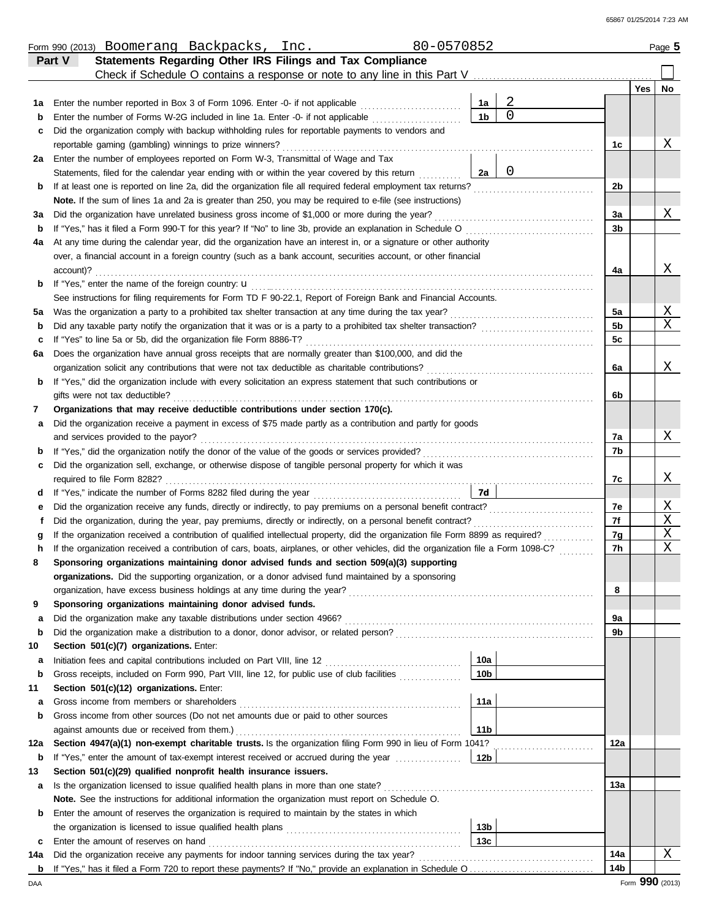Form 990 (2013) Boomerang Backpacks, Inc. 80-0570852

## Part V Statements Regarding Other IRS Filings and Tax Compliance

Check if Schedule O contains a response or note to any line in this Part V ☐

| | | | | | Yes | No |
|---|---|---|---|---|---|---|
| **1a** | Enter the number reported in Box 3 of Form 1096. Enter -0- if not applicable | 1a | 2 | | | |
| **b** | Enter the number of Forms W-2G included in line 1a. Enter -0- if not applicable | 1b | 0 | | | |
| **c** | Did the organization comply with backup withholding rules for reportable payments to vendors and reportable gaming (gambling) winnings to prize winners? | | | 1c | | X |
| **2a** | Enter the number of employees reported on Form W-3, Transmittal of Wage and Tax Statements, filed for the calendar year ending with or within the year covered by this return | 2a | 0 | | | |
| **b** | If at least one is reported on line 2a, did the organization file all required federal employment tax returns? | | | 2b | | |
| | **Note.** If the sum of lines 1a and 2a is greater than 250, you may be required to e-file (see instructions) | | | | | |
| **3a** | Did the organization have unrelated business gross income of $1,000 or more during the year? | | | 3a | | X |
| **b** | If "Yes," has it filed a Form 990-T for this year? If "No" to line 3b, provide an explanation in Schedule O | | | 3b | | |
| **4a** | At any time during the calendar year, did the organization have an interest in, or a signature or other authority over, a financial account in a foreign country (such as a bank account, securities account, or other financial account)? | | | 4a | | X |
| **b** | If "Yes," enter the name of the foreign country: u | | | | | |
| | See instructions for filing requirements for Form TD F 90-22.1, Report of Foreign Bank and Financial Accounts. | | | | | |
| **5a** | Was the organization a party to a prohibited tax shelter transaction at any time during the tax year? | | | 5a | | X |
| **b** | Did any taxable party notify the organization that it was or is a party to a prohibited tax shelter transaction? | | | 5b | | X |
| **c** | If "Yes" to line 5a or 5b, did the organization file Form 8886-T? | | | 5c | | |
| **6a** | Does the organization have annual gross receipts that are normally greater than $100,000, and did the organization solicit any contributions that were not tax deductible as charitable contributions? | | | 6a | | X |
| **b** | If "Yes," did the organization include with every solicitation an express statement that such contributions or gifts were not tax deductible? | | | 6b | | |
| **7** | **Organizations that may receive deductible contributions under section 170(c).** | | | | | |
| **a** | Did the organization receive a payment in excess of $75 made partly as a contribution and partly for goods and services provided to the payor? | | | 7a | | X |
| **b** | If "Yes," did the organization notify the donor of the value of the goods or services provided? | | | 7b | | |
| **c** | Did the organization sell, exchange, or otherwise dispose of tangible personal property for which it was required to file Form 8282? | | | 7c | | X |
| **d** | If "Yes," indicate the number of Forms 8282 filed during the year | 7d | | | | |
| **e** | Did the organization receive any funds, directly or indirectly, to pay premiums on a personal benefit contract? | | | 7e | | X |
| **f** | Did the organization, during the year, pay premiums, directly or indirectly, on a personal benefit contract? | | | 7f | | X |
| **g** | If the organization received a contribution of qualified intellectual property, did the organization file Form 8899 as required? | | | 7g | | X |
| **h** | If the organization received a contribution of cars, boats, airplanes, or other vehicles, did the organization file a Form 1098-C? | | | 7h | | X |
| **8** | **Sponsoring organizations maintaining donor advised funds and section 509(a)(3) supporting organizations.** Did the supporting organization, or a donor advised fund maintained by a sponsoring organization, have excess business holdings at any time during the year? | | | 8 | | |
| **9** | **Sponsoring organizations maintaining donor advised funds.** | | | | | |
| **a** | Did the organization make any taxable distributions under section 4966? | | | 9a | | |
| **b** | Did the organization make a distribution to a donor, donor advisor, or related person? | | | 9b | | |
| **10** | **Section 501(c)(7) organizations.** Enter: | | | | | |
| **a** | Initiation fees and capital contributions included on Part VIII, line 12 | 10a | | | | |
| **b** | Gross receipts, included on Form 990, Part VIII, line 12, for public use of club facilities | 10b | | | | |
| **11** | **Section 501(c)(12) organizations.** Enter: | | | | | |
| **a** | Gross income from members or shareholders | 11a | | | | |
| **b** | Gross income from other sources (Do not net amounts due or paid to other sources against amounts due or received from them.) | 11b | | | | |
| **12a** | **Section 4947(a)(1) non-exempt charitable trusts.** Is the organization filing Form 990 in lieu of Form 1041? | | | 12a | | |
| **b** | If "Yes," enter the amount of tax-exempt interest received or accrued during the year | 12b | | | | |
| **13** | **Section 501(c)(29) qualified nonprofit health insurance issuers.** | | | | | |
| **a** | Is the organization licensed to issue qualified health plans in more than one state? | | | 13a | | |
| | **Note.** See the instructions for additional information the organization must report on Schedule O. | | | | | |
| **b** | Enter the amount of reserves the organization is required to maintain by the states in which the organization is licensed to issue qualified health plans | 13b | | | | |
| **c** | Enter the amount of reserves on hand | 13c | | | | |
| **14a** | Did the organization receive any payments for indoor tanning services during the tax year? | | | 14a | | X |
| **b** | If "Yes," has it filed a Form 720 to report these payments? If "No," provide an explanation in Schedule O | | | 14b | | |

DAA Form **990** (2013)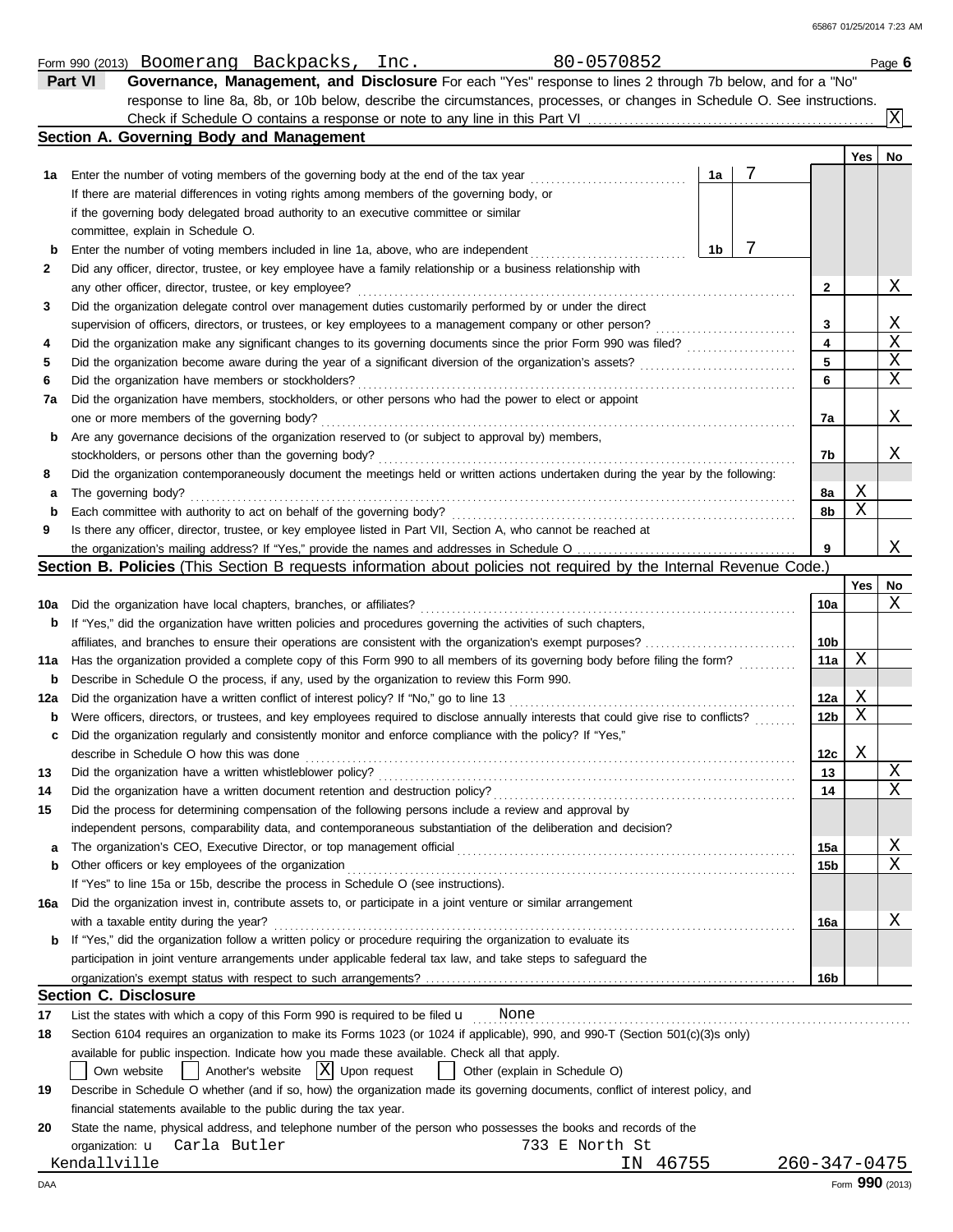Form 990 (2013) Boomerang Backpacks, Inc. 80-0570852 Page **6**

## Part VI Governance, Management, and Disclosure

For each "Yes" response to lines 2 through 7b below, and for a "No" response to line 8a, 8b, or 10b below, describe the circumstances, processes, or changes in Schedule O. See instructions.

Check if Schedule O contains a response or note to any line in this Part VI ... [X]

### Section A. Governing Body and Management

| | | | | Yes | No |
|---|---|---|---|---|---|
| **1a** | Enter the number of voting members of the governing body at the end of the tax year. If there are material differences in voting rights among members of the governing body, or if the governing body delegated broad authority to an executive committee or similar committee, explain in Schedule O. | 1a: 7 | | | |
| **b** | Enter the number of voting members included in line 1a, above, who are independent | 1b: 7 | | | |
| **2** | Did any officer, director, trustee, or key employee have a family relationship or a business relationship with any other officer, director, trustee, or key employee? | | 2 | | X |
| **3** | Did the organization delegate control over management duties customarily performed by or under the direct supervision of officers, directors, or trustees, or key employees to a management company or other person? | | 3 | | X |
| **4** | Did the organization make any significant changes to its governing documents since the prior Form 990 was filed? | | 4 | | X |
| **5** | Did the organization become aware during the year of a significant diversion of the organization's assets? | | 5 | | X |
| **6** | Did the organization have members or stockholders? | | 6 | | X |
| **7a** | Did the organization have members, stockholders, or other persons who had the power to elect or appoint one or more members of the governing body? | | 7a | | X |
| **b** | Are any governance decisions of the organization reserved to (or subject to approval by) members, stockholders, or persons other than the governing body? | | 7b | | X |
| **8** | Did the organization contemporaneously document the meetings held or written actions undertaken during the year by the following: | | | | |
| **a** | The governing body? | | 8a | X | |
| **b** | Each committee with authority to act on behalf of the governing body? | | 8b | X | |
| **9** | Is there any officer, director, trustee, or key employee listed in Part VII, Section A, who cannot be reached at the organization's mailing address? If "Yes," provide the names and addresses in Schedule O | | 9 | | X |

### Section B. Policies (This Section B requests information about policies not required by the Internal Revenue Code.)

| | | | Yes | No |
|---|---|---|---|---|
| **10a** | Did the organization have local chapters, branches, or affiliates? | 10a | | X |
| **b** | If "Yes," did the organization have written policies and procedures governing the activities of such chapters, affiliates, and branches to ensure their operations are consistent with the organization's exempt purposes? | 10b | | |
| **11a** | Has the organization provided a complete copy of this Form 990 to all members of its governing body before filing the form? | 11a | X | |
| **b** | Describe in Schedule O the process, if any, used by the organization to review this Form 990. | | | |
| **12a** | Did the organization have a written conflict of interest policy? If "No," go to line 13 | 12a | X | |
| **b** | Were officers, directors, or trustees, and key employees required to disclose annually interests that could give rise to conflicts? | 12b | X | |
| **c** | Did the organization regularly and consistently monitor and enforce compliance with the policy? If "Yes," describe in Schedule O how this was done | 12c | X | |
| **13** | Did the organization have a written whistleblower policy? | 13 | | X |
| **14** | Did the organization have a written document retention and destruction policy? | 14 | | X |
| **15** | Did the process for determining compensation of the following persons include a review and approval by independent persons, comparability data, and contemporaneous substantiation of the deliberation and decision? | | | |
| **a** | The organization's CEO, Executive Director, or top management official | 15a | | X |
| **b** | Other officers or key employees of the organization | 15b | | X |
| | If "Yes" to line 15a or 15b, describe the process in Schedule O (see instructions). | | | |
| **16a** | Did the organization invest in, contribute assets to, or participate in a joint venture or similar arrangement with a taxable entity during the year? | 16a | | X |
| **b** | If "Yes," did the organization follow a written policy or procedure requiring the organization to evaluate its participation in joint venture arrangements under applicable federal tax law, and take steps to safeguard the organization's exempt status with respect to such arrangements? | 16b | | |

### Section C. Disclosure

**17** List the states with which a copy of this Form 990 is required to be filed u None

**18** Section 6104 requires an organization to make its Forms 1023 (or 1024 if applicable), 990, and 990-T (Section 501(c)(3)s only) available for public inspection. Indicate how you made these available. Check all that apply.

[ ] Own website [ ] Another's website [X] Upon request [ ] Other (explain in Schedule O)

**19** Describe in Schedule O whether (and if so, how) the organization made its governing documents, conflict of interest policy, and financial statements available to the public during the tax year.

**20** State the name, physical address, and telephone number of the person who possesses the books and records of the organization: u Carla Butler 733 E North St Kendallville IN 46755 260-347-0475

Form **990** (2013)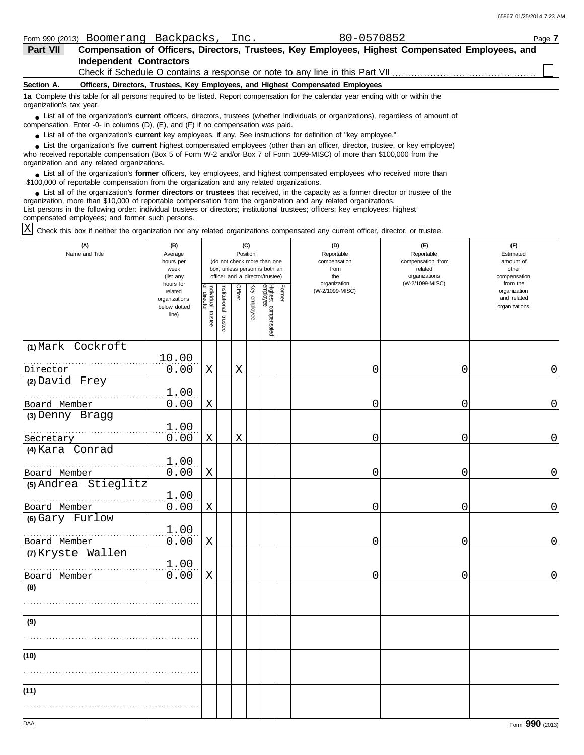Form 990 (2013) Boomerang Backpacks, Inc. 80-0570852 Page **7**

**Part VII** **Compensation of Officers, Directors, Trustees, Key Employees, Highest Compensated Employees, and Independent Contractors**

Check if Schedule O contains a response or note to any line in this Part VII ☐

**Section A. Officers, Directors, Trustees, Key Employees, and Highest Compensated Employees**

**1a** Complete this table for all persons required to be listed. Report compensation for the calendar year ending with or within the organization's tax year.

- List all of the organization's **current** officers, directors, trustees (whether individuals or organizations), regardless of amount of compensation. Enter -0- in columns (D), (E), and (F) if no compensation was paid.
- List all of the organization's **current** key employees, if any. See instructions for definition of "key employee."
- List the organization's five **current** highest compensated employees (other than an officer, director, trustee, or key employee) who received reportable compensation (Box 5 of Form W-2 and/or Box 7 of Form 1099-MISC) of more than $100,000 from the organization and any related organizations.
- List all of the organization's **former** officers, key employees, and highest compensated employees who received more than $100,000 of reportable compensation from the organization and any related organizations.
- List all of the organization's **former directors or trustees** that received, in the capacity as a former director or trustee of the organization, more than $10,000 of reportable compensation from the organization and any related organizations.

List persons in the following order: individual trustees or directors; institutional trustees; officers; key employees; highest compensated employees; and former such persons.

☒ Check this box if neither the organization nor any related organizations compensated any current officer, director, or trustee.

| (A) Name and Title | (B) Average hours per week (list any hours for related organizations below dotted line) | (C) Position (do not check more than one box, unless person is both an officer and a director/trustee) | | | | | | (D) Reportable compensation from the organization (W-2/1099-MISC) | (E) Reportable compensation from related organizations (W-2/1099-MISC) | (F) Estimated amount of other compensation from the organization and related organizations |
|---|---|---|---|---|---|---|---|---|---|---|
| | | Individual trustee or director | Institutional trustee | Officer | Key employee | Highest compensated employee | Former | | | |
| (1) Mark Cockroft<br>Director | 10.00<br>0.00 | X | | X | | | | 0 | 0 | 0 |
| (2) David Frey<br>Board Member | 1.00<br>0.00 | X | | | | | | 0 | 0 | 0 |
| (3) Denny Bragg<br>Secretary | 1.00<br>0.00 | X | | X | | | | 0 | 0 | 0 |
| (4) Kara Conrad<br>Board Member | 1.00<br>0.00 | X | | | | | | 0 | 0 | 0 |
| (5) Andrea Stieglitz<br>Board Member | 1.00<br>0.00 | X | | | | | | 0 | 0 | 0 |
| (6) Gary Furlow<br>Board Member | 1.00<br>0.00 | X | | | | | | 0 | 0 | 0 |
| (7) Kryste Wallen<br>Board Member | 1.00<br>0.00 | X | | | | | | 0 | 0 | 0 |
| (8) | | | | | | | | | | |
| (9) | | | | | | | | | | |
| (10) | | | | | | | | | | |
| (11) | | | | | | | | | | |

DAA Form **990** (2013)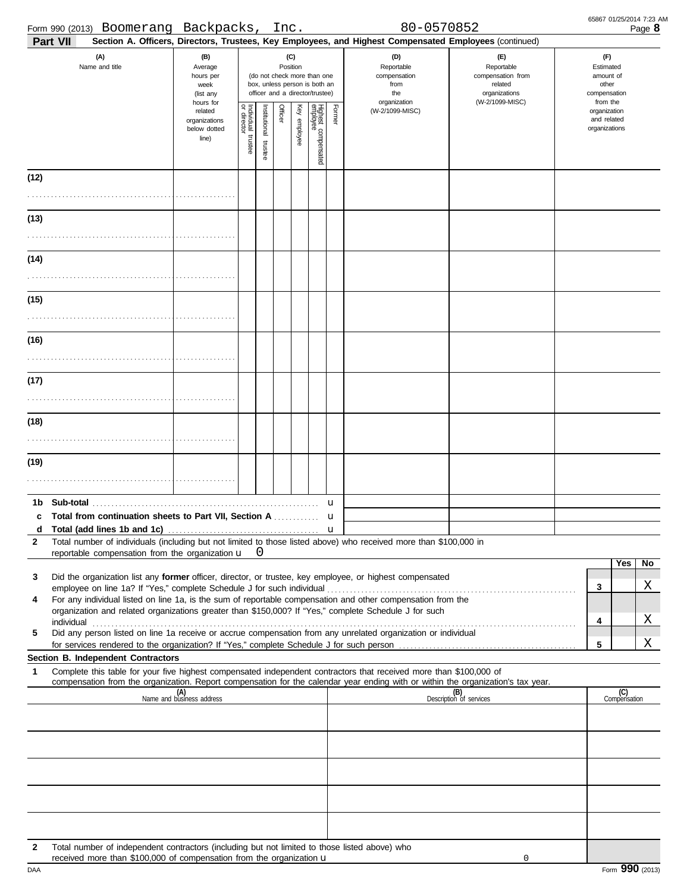Form 990 (2013) Boomerang Backpacks, Inc. 80-0570852

## Part VII Section A. Officers, Directors, Trustees, Key Employees, and Highest Compensated Employees (continued)

| (A) Name and title | (B) Average hours per week (list any hours for related organizations below dotted line) | (C) Position (do not check more than one box, unless person is both an officer and a director/trustee) | | | | | | (D) Reportable compensation from the organization (W-2/1099-MISC) | (E) Reportable compensation from related organizations (W-2/1099-MISC) | (F) Estimated amount of other compensation from the organization and related organizations |
|---|---|---|---|---|---|---|---|---|---|---|
| | | Individual trustee or director | Institutional trustee | Officer | Key employee | Highest compensated employee | Former | | | |
| (12) | | | | | | | | | | |
| (13) | | | | | | | | | | |
| (14) | | | | | | | | | | |
| (15) | | | | | | | | | | |
| (16) | | | | | | | | | | |
| (17) | | | | | | | | | | |
| (18) | | | | | | | | | | |
| (19) | | | | | | | | | | |

1b Sub-total

c Total from continuation sheets to Part VII, Section A

d Total (add lines 1b and 1c)

2 Total number of individuals (including but not limited to those listed above) who received more than $100,000 in reportable compensation from the organization 0

| | | Yes | No |
|---|---|---|---|
| 3 Did the organization list any **former** officer, director, or trustee, key employee, or highest compensated employee on line 1a? If "Yes," complete Schedule J for such individual | 3 | | X |
| 4 For any individual listed on line 1a, is the sum of reportable compensation and other compensation from the organization and related organizations greater than $150,000? If "Yes," complete Schedule J for such individual | 4 | | X |
| 5 Did any person listed on line 1a receive or accrue compensation from any unrelated organization or individual for services rendered to the organization? If "Yes," complete Schedule J for such person | 5 | | X |

### Section B. Independent Contractors

1 Complete this table for your five highest compensated independent contractors that received more than $100,000 of compensation from the organization. Report compensation for the calendar year ending with or within the organization's tax year.

| (A) Name and business address | (B) Description of services | (C) Compensation |
|---|---|---|
| | | |
| | | |
| | | |
| | | |
| | | |

2 Total number of independent contractors (including but not limited to those listed above) who received more than $100,000 of compensation from the organization 0

Form **990** (2013)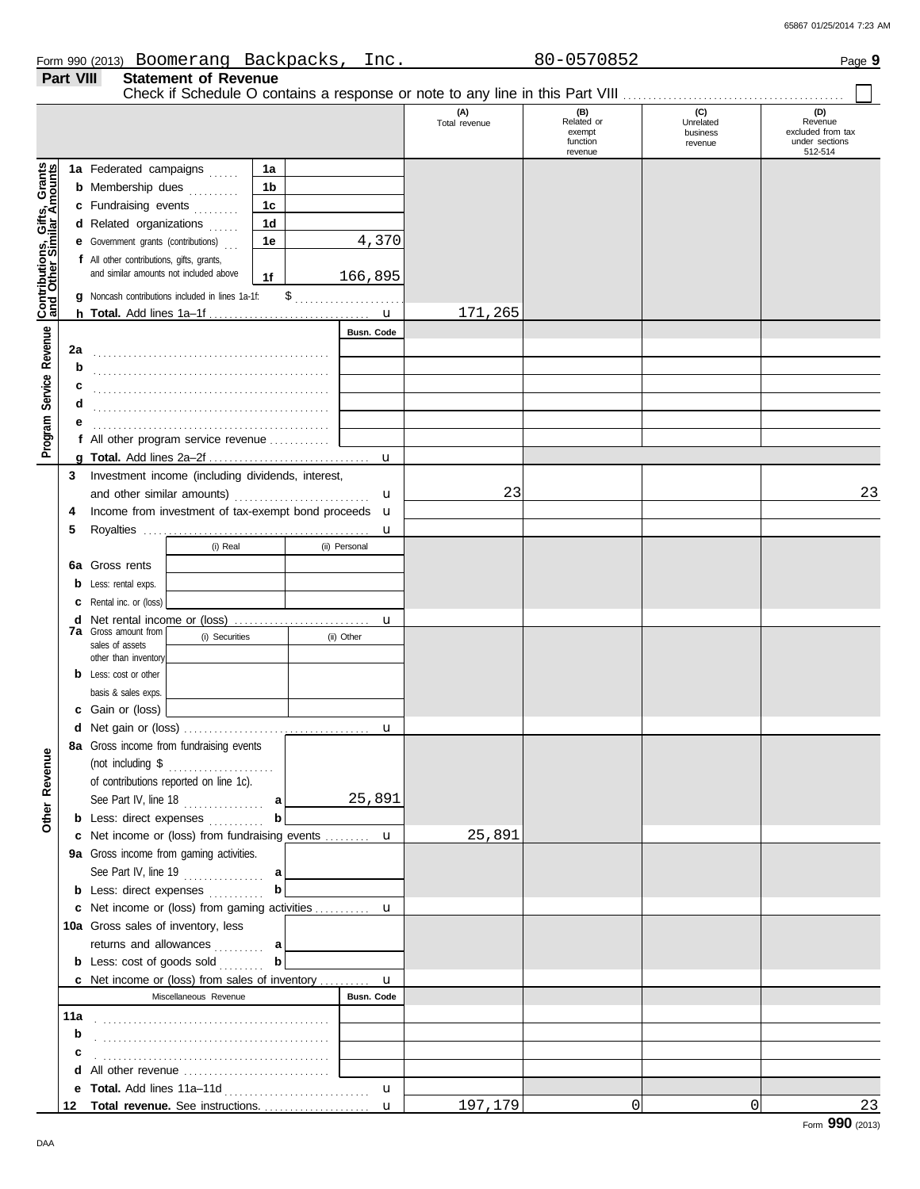Form 990 (2013) Boomerang Backpacks, Inc. 80-0570852

## Part VIII Statement of Revenue

Check if Schedule O contains a response or note to any line in this Part VIII ☐

| | | | (A) Total revenue | (B) Related or exempt function revenue | (C) Unrelated business revenue | (D) Revenue excluded from tax under sections 512-514 |
|---|---|---|---|---|---|---|
| **Contributions, Gifts, Grants and Other Similar Amounts** | 1a Federated campaigns | 1a | | | | |
| | b Membership dues | 1b | | | | |
| | c Fundraising events | 1c | | | | |
| | d Related organizations | 1d | | | | |
| | e Government grants (contributions) | 1e 4,370 | | | | |
| | f All other contributions, gifts, grants, and similar amounts not included above | 1f 166,895 | | | | |
| | g Noncash contributions included in lines 1a-1f: $ | | | | | |
| | h **Total.** Add lines 1a–1f | | 171,265 | | | |
| **Program Service Revenue** | | Busn. Code | | | | |
| | 2a | | | | | |
| | b | | | | | |
| | c | | | | | |
| | d | | | | | |
| | e | | | | | |
| | f All other program service revenue | | | | | |
| | g **Total.** Add lines 2a–2f | | | | | |
| **Other Revenue** | 3 Investment income (including dividends, interest, and other similar amounts) | | 23 | | | 23 |
| | 4 Income from investment of tax-exempt bond proceeds | | | | | |
| | 5 Royalties | | | | | |
| | | (i) Real / (ii) Personal | | | | |
| | 6a Gross rents | | | | | |
| | b Less: rental exps. | | | | | |
| | c Rental inc. or (loss) | | | | | |
| | d Net rental income or (loss) | | | | | |
| | 7a Gross amount from sales of assets other than inventory | (i) Securities / (ii) Other | | | | |
| | b Less: cost or other basis & sales exps. | | | | | |
| | c Gain or (loss) | | | | | |
| | d Net gain or (loss) | | | | | |
| | 8a Gross income from fundraising events (not including $ of contributions reported on line 1c). See Part IV, line 18 | a 25,891 | | | | |
| | b Less: direct expenses | b | | | | |
| | c Net income or (loss) from fundraising events | | 25,891 | | | |
| | 9a Gross income from gaming activities. See Part IV, line 19 | a | | | | |
| | b Less: direct expenses | b | | | | |
| | c Net income or (loss) from gaming activities | | | | | |
| | 10a Gross sales of inventory, less returns and allowances | a | | | | |
| | b Less: cost of goods sold | b | | | | |
| | c Net income or (loss) from sales of inventory | | | | | |
| | Miscellaneous Revenue | Busn. Code | | | | |
| | 11a | | | | | |
| | b | | | | | |
| | c | | | | | |
| | d All other revenue | | | | | |
| | e **Total.** Add lines 11a–11d | | | | | |
| | 12 **Total revenue.** See instructions. | | 197,179 | 0 | 0 | 23 |

Form **990** (2013)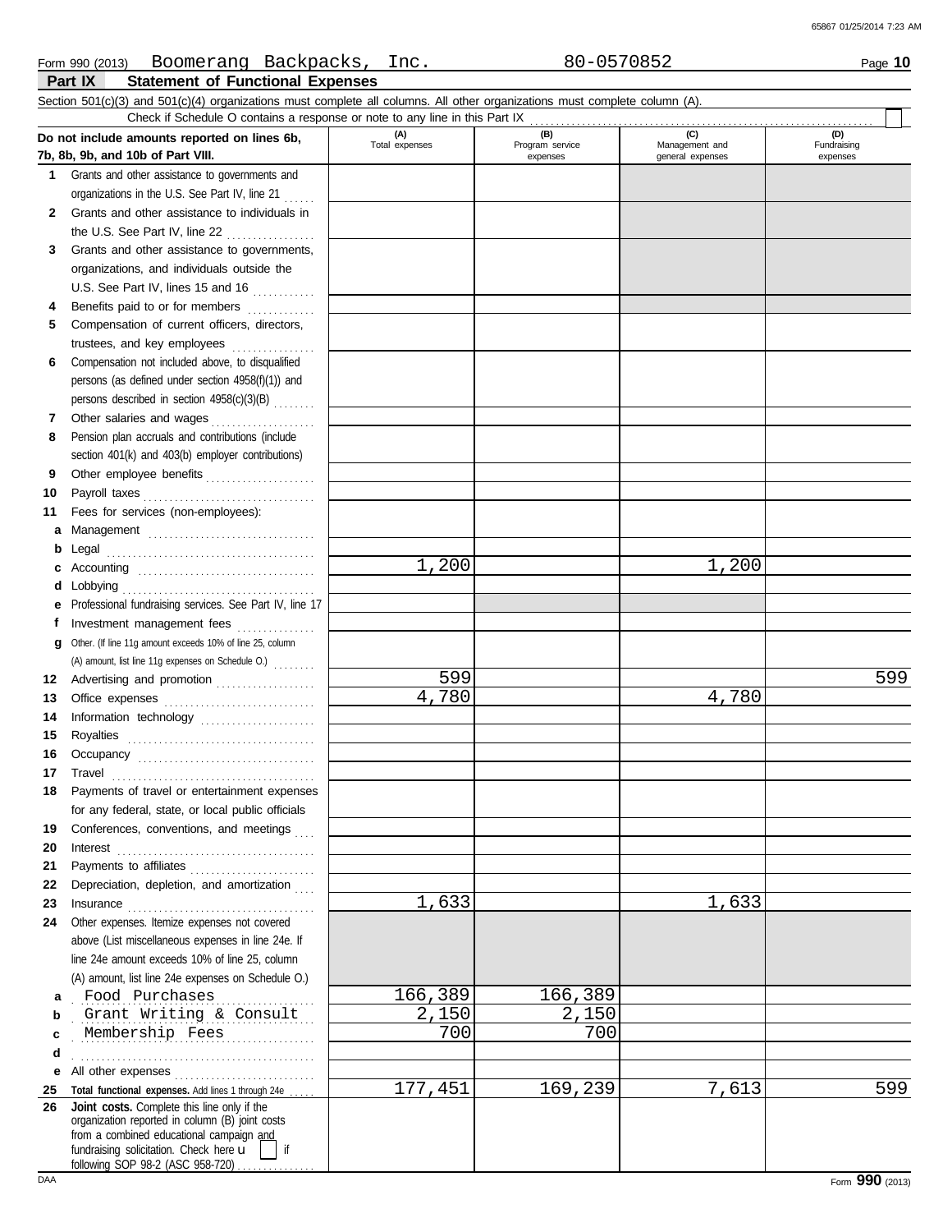Form 990 (2013) Boomerang Backpacks, Inc. 80-0570852

## Part IX Statement of Functional Expenses

Section 501(c)(3) and 501(c)(4) organizations must complete all columns. All other organizations must complete column (A).

Check if Schedule O contains a response or note to any line in this Part IX

| Do not include amounts reported on lines 6b, 7b, 8b, 9b, and 10b of Part VIII. | (A) Total expenses | (B) Program service expenses | (C) Management and general expenses | (D) Fundraising expenses |
|---|---|---|---|---|
| 1 Grants and other assistance to governments and organizations in the U.S. See Part IV, line 21 | | | | |
| 2 Grants and other assistance to individuals in the U.S. See Part IV, line 22 | | | | |
| 3 Grants and other assistance to governments, organizations, and individuals outside the U.S. See Part IV, lines 15 and 16 | | | | |
| 4 Benefits paid to or for members | | | | |
| 5 Compensation of current officers, directors, trustees, and key employees | | | | |
| 6 Compensation not included above, to disqualified persons (as defined under section 4958(f)(1)) and persons described in section 4958(c)(3)(B) | | | | |
| 7 Other salaries and wages | | | | |
| 8 Pension plan accruals and contributions (include section 401(k) and 403(b) employer contributions) | | | | |
| 9 Other employee benefits | | | | |
| 10 Payroll taxes | | | | |
| 11 Fees for services (non-employees): | | | | |
| a Management | | | | |
| b Legal | | | | |
| c Accounting | 1,200 | | 1,200 | |
| d Lobbying | | | | |
| e Professional fundraising services. See Part IV, line 17 | | | | |
| f Investment management fees | | | | |
| g Other. (If line 11g amount exceeds 10% of line 25, column (A) amount, list line 11g expenses on Schedule O.) | | | | |
| 12 Advertising and promotion | 599 | | | 599 |
| 13 Office expenses | 4,780 | | 4,780 | |
| 14 Information technology | | | | |
| 15 Royalties | | | | |
| 16 Occupancy | | | | |
| 17 Travel | | | | |
| 18 Payments of travel or entertainment expenses for any federal, state, or local public officials | | | | |
| 19 Conferences, conventions, and meetings | | | | |
| 20 Interest | | | | |
| 21 Payments to affiliates | | | | |
| 22 Depreciation, depletion, and amortization | | | | |
| 23 Insurance | 1,633 | | 1,633 | |
| 24 Other expenses. Itemize expenses not covered above (List miscellaneous expenses in line 24e. If line 24e amount exceeds 10% of line 25, column (A) amount, list line 24e expenses on Schedule O.) | | | | |
| a Food Purchases | 166,389 | 166,389 | | |
| b Grant Writing & Consult | 2,150 | 2,150 | | |
| c Membership Fees | 700 | 700 | | |
| d | | | | |
| e All other expenses | | | | |
| 25 Total functional expenses. Add lines 1 through 24e | 177,451 | 169,239 | 7,613 | 599 |
| 26 Joint costs. Complete this line only if the organization reported in column (B) joint costs from a combined educational campaign and fundraising solicitation. Check here ☐ if following SOP 98-2 (ASC 958-720) | | | | |

Form 990 (2013)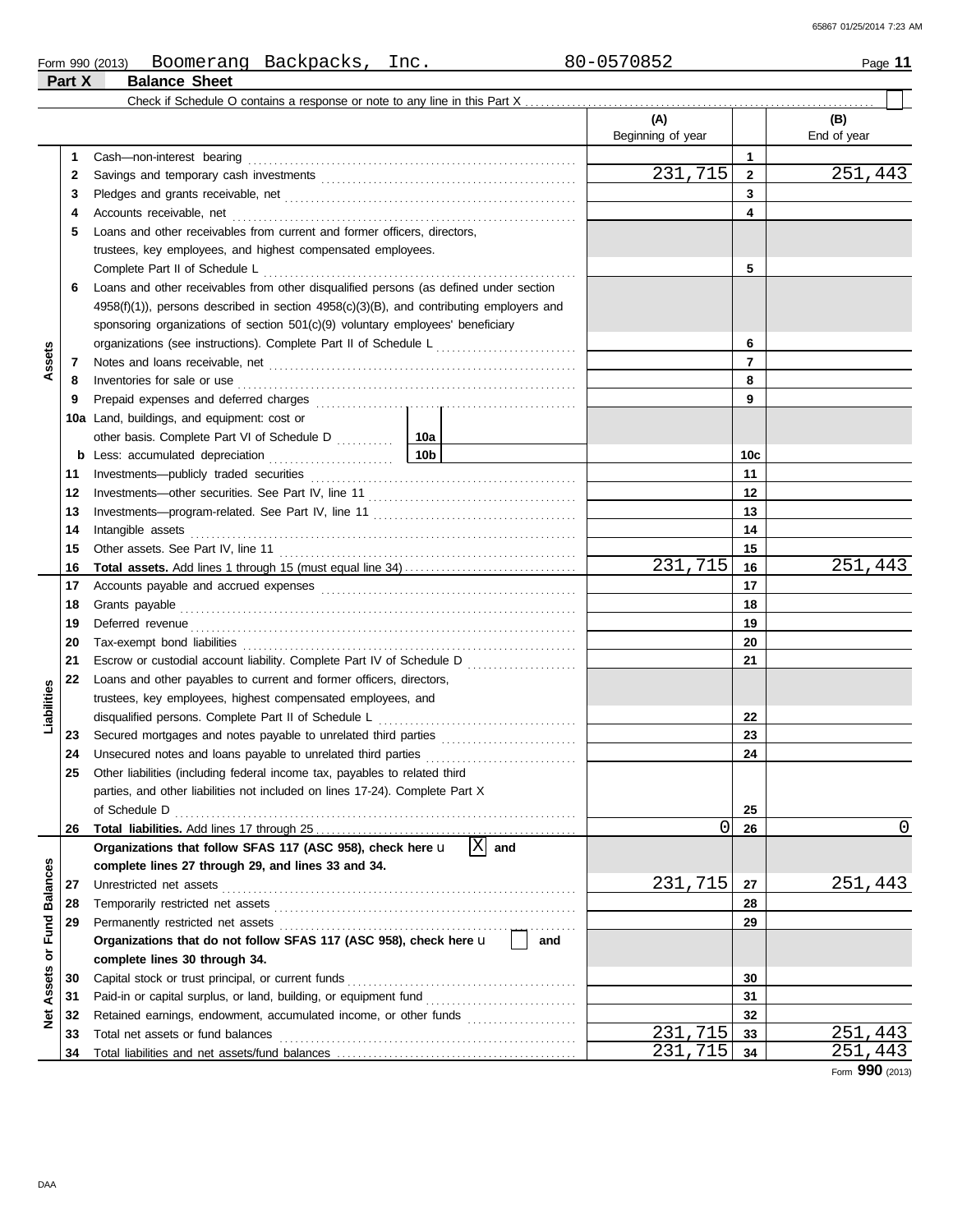Form 990 (2013) Boomerang Backpacks, Inc. 80-0570852

## Part X Balance Sheet

Check if Schedule O contains a response or note to any line in this Part X ☐

| | | | (A) Beginning of year | | (B) End of year |
|---|---|---|---|---|---|
| Assets | 1 | Cash—non-interest bearing | | 1 | |
| | 2 | Savings and temporary cash investments | 231,715 | 2 | 251,443 |
| | 3 | Pledges and grants receivable, net | | 3 | |
| | 4 | Accounts receivable, net | | 4 | |
| | 5 | Loans and other receivables from current and former officers, directors, trustees, key employees, and highest compensated employees. Complete Part II of Schedule L | | 5 | |
| | 6 | Loans and other receivables from other disqualified persons (as defined under section 4958(f)(1)), persons described in section 4958(c)(3)(B), and contributing employers and sponsoring organizations of section 501(c)(9) voluntary employees' beneficiary organizations (see instructions). Complete Part II of Schedule L | | 6 | |
| | 7 | Notes and loans receivable, net | | 7 | |
| | 8 | Inventories for sale or use | | 8 | |
| | 9 | Prepaid expenses and deferred charges | | 9 | |
| | 10a | Land, buildings, and equipment: cost or other basis. Complete Part VI of Schedule D — 10a | | | |
| | b | Less: accumulated depreciation — 10b | | 10c | |
| | 11 | Investments—publicly traded securities | | 11 | |
| | 12 | Investments—other securities. See Part IV, line 11 | | 12 | |
| | 13 | Investments—program-related. See Part IV, line 11 | | 13 | |
| | 14 | Intangible assets | | 14 | |
| | 15 | Other assets. See Part IV, line 11 | | 15 | |
| | 16 | **Total assets.** Add lines 1 through 15 (must equal line 34) | 231,715 | 16 | 251,443 |
| Liabilities | 17 | Accounts payable and accrued expenses | | 17 | |
| | 18 | Grants payable | | 18 | |
| | 19 | Deferred revenue | | 19 | |
| | 20 | Tax-exempt bond liabilities | | 20 | |
| | 21 | Escrow or custodial account liability. Complete Part IV of Schedule D | | 21 | |
| | 22 | Loans and other payables to current and former officers, directors, trustees, key employees, highest compensated employees, and disqualified persons. Complete Part II of Schedule L | | 22 | |
| | 23 | Secured mortgages and notes payable to unrelated third parties | | 23 | |
| | 24 | Unsecured notes and loans payable to unrelated third parties | | 24 | |
| | 25 | Other liabilities (including federal income tax, payables to related third parties, and other liabilities not included on lines 17-24). Complete Part X of Schedule D | | 25 | |
| | 26 | **Total liabilities.** Add lines 17 through 25 | 0 | 26 | 0 |
| Net Assets or Fund Balances | | **Organizations that follow SFAS 117 (ASC 958), check here** ☒ **and complete lines 27 through 29, and lines 33 and 34.** | | | |
| | 27 | Unrestricted net assets | 231,715 | 27 | 251,443 |
| | 28 | Temporarily restricted net assets | | 28 | |
| | 29 | Permanently restricted net assets | | 29 | |
| | | **Organizations that do not follow SFAS 117 (ASC 958), check here** ☐ **and complete lines 30 through 34.** | | | |
| | 30 | Capital stock or trust principal, or current funds | | 30 | |
| | 31 | Paid-in or capital surplus, or land, building, or equipment fund | | 31 | |
| | 32 | Retained earnings, endowment, accumulated income, or other funds | | 32 | |
| | 33 | Total net assets or fund balances | 231,715 | 33 | 251,443 |
| | 34 | Total liabilities and net assets/fund balances | 231,715 | 34 | 251,443 |

Form **990** (2013)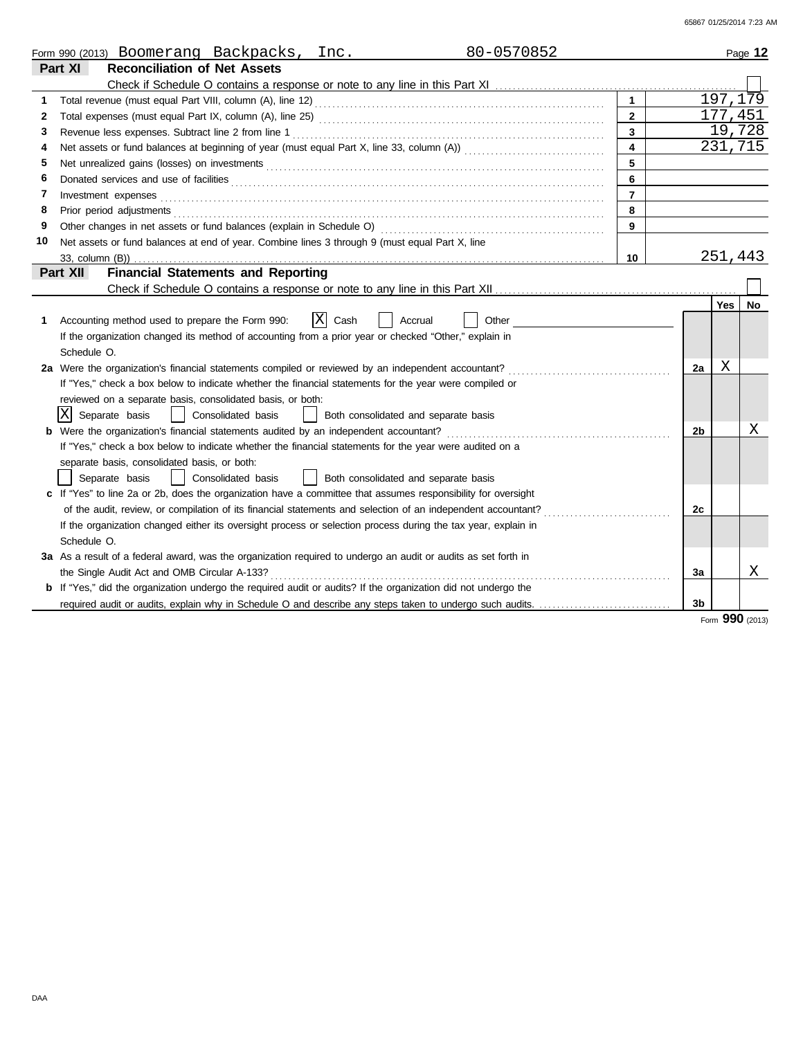Form 990 (2013) Boomerang Backpacks, Inc. 80-0570852

## Part XI Reconciliation of Net Assets

Check if Schedule O contains a response or note to any line in this Part XI ☐

| | | | |
|---|---|---|---|
| 1 | Total revenue (must equal Part VIII, column (A), line 12) | 1 | 197,179 |
| 2 | Total expenses (must equal Part IX, column (A), line 25) | 2 | 177,451 |
| 3 | Revenue less expenses. Subtract line 2 from line 1 | 3 | 19,728 |
| 4 | Net assets or fund balances at beginning of year (must equal Part X, line 33, column (A)) | 4 | 231,715 |
| 5 | Net unrealized gains (losses) on investments | 5 | |
| 6 | Donated services and use of facilities | 6 | |
| 7 | Investment expenses | 7 | |
| 8 | Prior period adjustments | 8 | |
| 9 | Other changes in net assets or fund balances (explain in Schedule O) | 9 | |
| 10 | Net assets or fund balances at end of year. Combine lines 3 through 9 (must equal Part X, line 33, column (B)) | 10 | 251,443 |

## Part XII Financial Statements and Reporting

Check if Schedule O contains a response or note to any line in this Part XII ☐

| | | | Yes | No |
|---|---|---|---|---|
| 1 | Accounting method used to prepare the Form 990: ☒ Cash ☐ Accrual ☐ Other<br>If the organization changed its method of accounting from a prior year or checked "Other," explain in Schedule O. | | | |
| 2a | Were the organization's financial statements compiled or reviewed by an independent accountant? | 2a | X | |
| | If "Yes," check a box below to indicate whether the financial statements for the year were compiled or reviewed on a separate basis, consolidated basis, or both:<br>☒ Separate basis ☐ Consolidated basis ☐ Both consolidated and separate basis | | | |
| b | Were the organization's financial statements audited by an independent accountant? | 2b | | X |
| | If "Yes," check a box below to indicate whether the financial statements for the year were audited on a separate basis, consolidated basis, or both:<br>☐ Separate basis ☐ Consolidated basis ☐ Both consolidated and separate basis | | | |
| c | If "Yes" to line 2a or 2b, does the organization have a committee that assumes responsibility for oversight of the audit, review, or compilation of its financial statements and selection of an independent accountant? | 2c | | |
| | If the organization changed either its oversight process or selection process during the tax year, explain in Schedule O. | | | |
| 3a | As a result of a federal award, was the organization required to undergo an audit or audits as set forth in the Single Audit Act and OMB Circular A-133? | 3a | | X |
| b | If "Yes," did the organization undergo the required audit or audits? If the organization did not undergo the required audit or audits, explain why in Schedule O and describe any steps taken to undergo such audits. | 3b | | |

Form **990** (2013)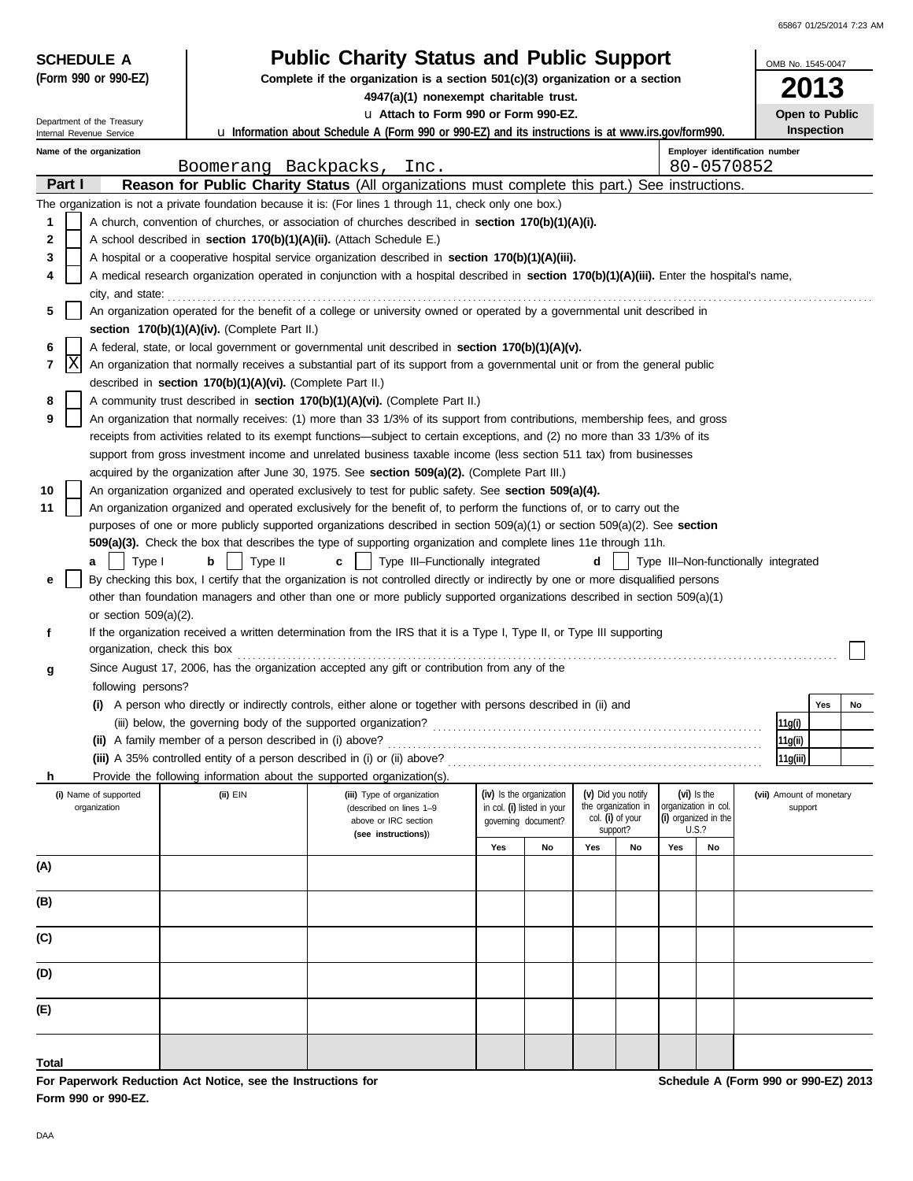**SCHEDULE A**
**(Form 990 or 990-EZ)**

Department of the Treasury
Internal Revenue Service

# Public Charity Status and Public Support

**Complete if the organization is a section 501(c)(3) organization or a section 4947(a)(1) nonexempt charitable trust.**

u **Attach to Form 990 or Form 990-EZ.**

u **Information about Schedule A (Form 990 or 990-EZ) and its instructions is at www.irs.gov/form990.**

OMB No. 1545-0047

**2013**

**Open to Public Inspection**

**Name of the organization:** Boomerang Backpacks, Inc.

**Employer identification number:** 80-0570852

## Part I — Reason for Public Charity Status (All organizations must complete this part.) See instructions.

The organization is not a private foundation because it is: (For lines 1 through 11, check only one box.)

1. [ ] A church, convention of churches, or association of churches described in **section 170(b)(1)(A)(i).**
2. [ ] A school described in **section 170(b)(1)(A)(ii).** (Attach Schedule E.)
3. [ ] A hospital or a cooperative hospital service organization described in **section 170(b)(1)(A)(iii).**
4. [ ] A medical research organization operated in conjunction with a hospital described in **section 170(b)(1)(A)(iii).** Enter the hospital's name, city, and state:
5. [ ] An organization operated for the benefit of a college or university owned or operated by a governmental unit described in **section 170(b)(1)(A)(iv).** (Complete Part II.)
6. [ ] A federal, state, or local government or governmental unit described in **section 170(b)(1)(A)(v).**
7. [X] An organization that normally receives a substantial part of its support from a governmental unit or from the general public described in **section 170(b)(1)(A)(vi).** (Complete Part II.)
8. [ ] A community trust described in **section 170(b)(1)(A)(vi).** (Complete Part II.)
9. [ ] An organization that normally receives: (1) more than 33 1/3% of its support from contributions, membership fees, and gross receipts from activities related to its exempt functions—subject to certain exceptions, and (2) no more than 33 1/3% of its support from gross investment income and unrelated business taxable income (less section 511 tax) from businesses acquired by the organization after June 30, 1975. See **section 509(a)(2).** (Complete Part III.)
10. [ ] An organization organized and operated exclusively to test for public safety. See **section 509(a)(4).**
11. [ ] An organization organized and operated exclusively for the benefit of, to perform the functions of, or to carry out the purposes of one or more publicly supported organizations described in section 509(a)(1) or section 509(a)(2). See **section 509(a)(3).** Check the box that describes the type of supporting organization and complete lines 11e through 11h.

   **a** [ ] Type I  **b** [ ] Type II  **c** [ ] Type III–Functionally integrated  **d** [ ] Type III–Non-functionally integrated

   **e** [ ] By checking this box, I certify that the organization is not controlled directly or indirectly by one or more disqualified persons other than foundation managers and other than one or more publicly supported organizations described in section 509(a)(1) or section 509(a)(2).

   **f** If the organization received a written determination from the IRS that it is a Type I, Type II, or Type III supporting organization, check this box [ ]

   **g** Since August 17, 2006, has the organization accepted any gift or contribution from any of the following persons?

| | | Yes | No |
|---|---|---|---|
| **(i)** A person who directly or indirectly controls, either alone or together with persons described in (ii) and (iii) below, the governing body of the supported organization? | 11g(i) | | |
| **(ii)** A family member of a person described in (i) above? | 11g(ii) | | |
| **(iii)** A 35% controlled entity of a person described in (i) or (ii) above? | 11g(iii) | | |

   **h** Provide the following information about the supported organization(s).

| | (i) Name of supported organization | (ii) EIN | (iii) Type of organization (described on lines 1–9 above or IRC section (see instructions)) | (iv) Is the organization in col. (i) listed in your governing document? Yes | No | (v) Did you notify the organization in col. (i) of your support? Yes | No | (vi) Is the organization in col. (i) organized in the U.S.? Yes | No | (vii) Amount of monetary support |
|---|---|---|---|---|---|---|---|---|---|---|
| (A) | | | | | | | | | | |
| (B) | | | | | | | | | | |
| (C) | | | | | | | | | | |
| (D) | | | | | | | | | | |
| (E) | | | | | | | | | | |
| Total | | | | | | | | | | |

**For Paperwork Reduction Act Notice, see the Instructions for Form 990 or 990-EZ.**

**Schedule A (Form 990 or 990-EZ) 2013**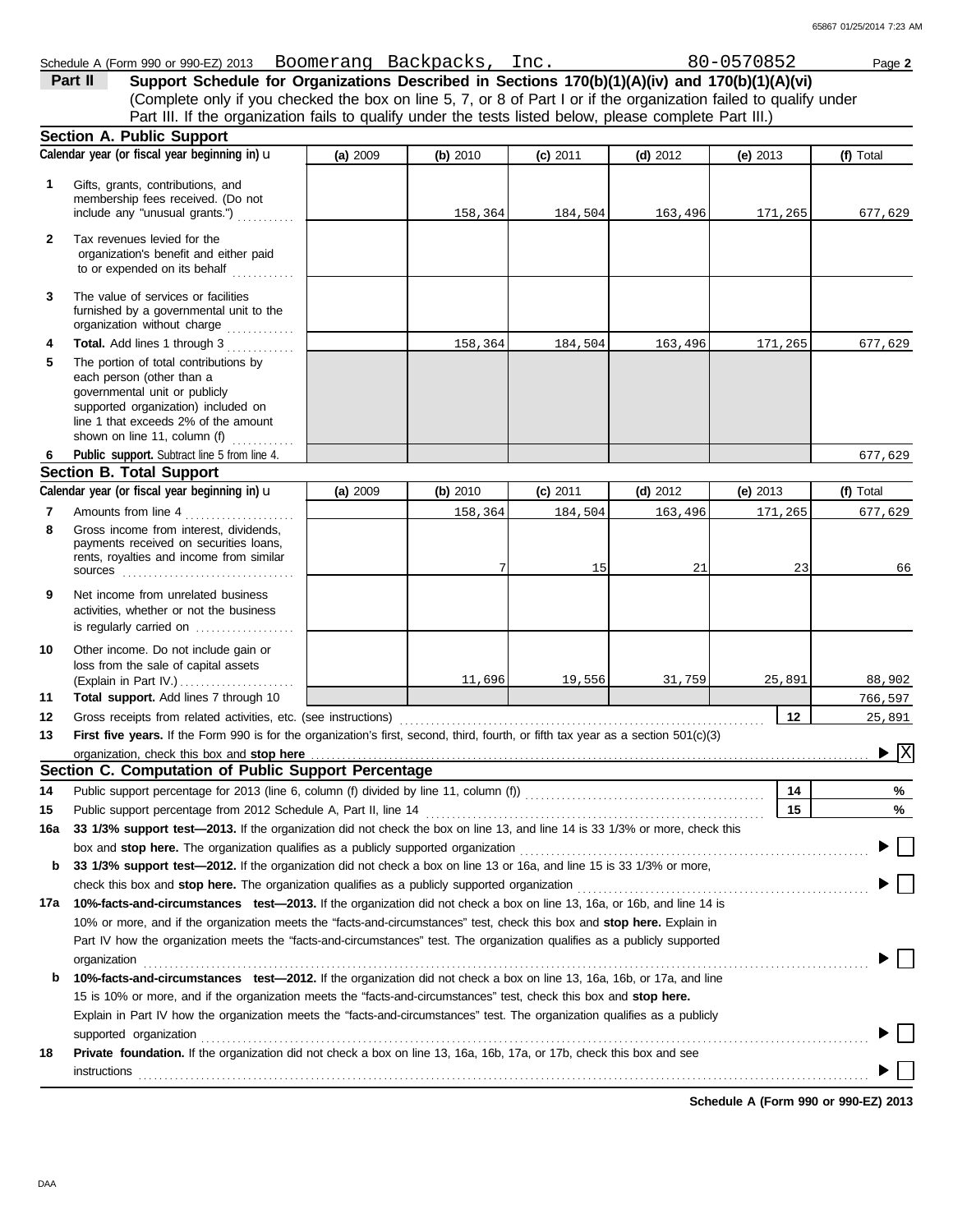Schedule A (Form 990 or 990-EZ) 2013 Boomerang Backpacks, Inc. 80-0570852

**Part II** **Support Schedule for Organizations Described in Sections 170(b)(1)(A)(iv) and 170(b)(1)(A)(vi)**
(Complete only if you checked the box on line 5, 7, or 8 of Part I or if the organization failed to qualify under Part III. If the organization fails to qualify under the tests listed below, please complete Part III.)

## Section A. Public Support

| Calendar year (or fiscal year beginning in) ► | (a) 2009 | (b) 2010 | (c) 2011 | (d) 2012 | (e) 2013 | (f) Total |
|---|---|---|---|---|---|---|
| 1 Gifts, grants, contributions, and membership fees received. (Do not include any "unusual grants.") | | 158,364 | 184,504 | 163,496 | 171,265 | 677,629 |
| 2 Tax revenues levied for the organization's benefit and either paid to or expended on its behalf | | | | | | |
| 3 The value of services or facilities furnished by a governmental unit to the organization without charge | | | | | | |
| 4 **Total.** Add lines 1 through 3 | | 158,364 | 184,504 | 163,496 | 171,265 | 677,629 |
| 5 The portion of total contributions by each person (other than a governmental unit or publicly supported organization) included on line 1 that exceeds 2% of the amount shown on line 11, column (f) | | | | | | |
| 6 **Public support.** Subtract line 5 from line 4. | | | | | | 677,629 |

## Section B. Total Support

| Calendar year (or fiscal year beginning in) ► | (a) 2009 | (b) 2010 | (c) 2011 | (d) 2012 | (e) 2013 | (f) Total |
|---|---|---|---|---|---|---|
| 7 Amounts from line 4 | | 158,364 | 184,504 | 163,496 | 171,265 | 677,629 |
| 8 Gross income from interest, dividends, payments received on securities loans, rents, royalties and income from similar sources | | 7 | 15 | 21 | 23 | 66 |
| 9 Net income from unrelated business activities, whether or not the business is regularly carried on | | | | | | |
| 10 Other income. Do not include gain or loss from the sale of capital assets (Explain in Part IV.) | | 11,696 | 19,556 | 31,759 | 25,891 | 88,902 |
| 11 **Total support.** Add lines 7 through 10 | | | | | | 766,597 |

12 Gross receipts from related activities, etc. (see instructions) — **12** — 25,891

13 **First five years.** If the Form 990 is for the organization's first, second, third, fourth, or fifth tax year as a section 501(c)(3) organization, check this box and **stop here** ► [X]

## Section C. Computation of Public Support Percentage

14 Public support percentage for 2013 (line 6, column (f) divided by line 11, column (f)) — **14** — %

15 Public support percentage from 2012 Schedule A, Part II, line 14 — **15** — %

16a **33 1/3% support test—2013.** If the organization did not check the box on line 13, and line 14 is 33 1/3% or more, check this box and **stop here.** The organization qualifies as a publicly supported organization ► [ ]

b **33 1/3% support test—2012.** If the organization did not check a box on line 13 or 16a, and line 15 is 33 1/3% or more, check this box and **stop here.** The organization qualifies as a publicly supported organization ► [ ]

17a **10%-facts-and-circumstances test—2013.** If the organization did not check a box on line 13, 16a, or 16b, and line 14 is 10% or more, and if the organization meets the "facts-and-circumstances" test, check this box and **stop here.** Explain in Part IV how the organization meets the "facts-and-circumstances" test. The organization qualifies as a publicly supported organization ► [ ]

b **10%-facts-and-circumstances test—2012.** If the organization did not check a box on line 13, 16a, 16b, or 17a, and line 15 is 10% or more, and if the organization meets the "facts-and-circumstances" test, check this box and **stop here.** Explain in Part IV how the organization meets the "facts-and-circumstances" test. The organization qualifies as a publicly supported organization ► [ ]

18 **Private foundation.** If the organization did not check a box on line 13, 16a, 16b, 17a, or 17b, check this box and see instructions ► [ ]

**Schedule A (Form 990 or 990-EZ) 2013**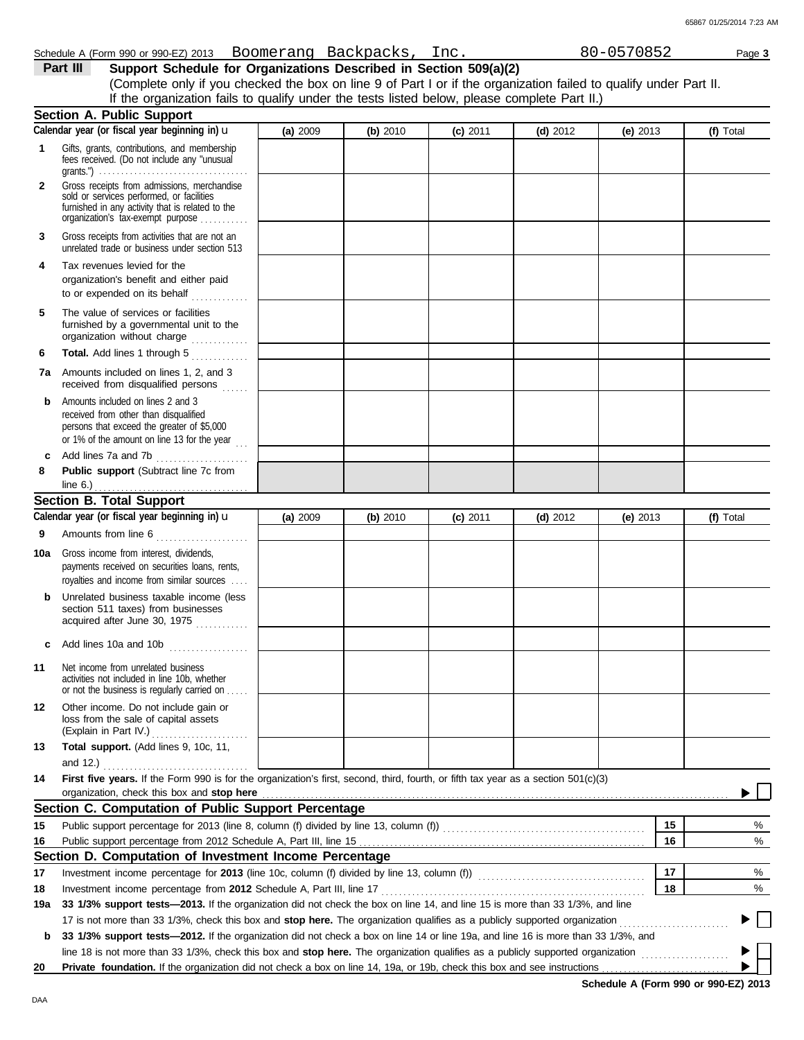Schedule A (Form 990 or 990-EZ) 2013 Boomerang Backpacks, Inc. 80-0570852

## Part III Support Schedule for Organizations Described in Section 509(a)(2)

(Complete only if you checked the box on line 9 of Part I or if the organization failed to qualify under Part II. If the organization fails to qualify under the tests listed below, please complete Part II.)

### Section A. Public Support

| Calendar year (or fiscal year beginning in) u | (a) 2009 | (b) 2010 | (c) 2011 | (d) 2012 | (e) 2013 | (f) Total |
|---|---|---|---|---|---|---|
| **1** Gifts, grants, contributions, and membership fees received. (Do not include any "unusual grants.") | | | | | | |
| **2** Gross receipts from admissions, merchandise sold or services performed, or facilities furnished in any activity that is related to the organization's tax-exempt purpose | | | | | | |
| **3** Gross receipts from activities that are not an unrelated trade or business under section 513 | | | | | | |
| **4** Tax revenues levied for the organization's benefit and either paid to or expended on its behalf | | | | | | |
| **5** The value of services or facilities furnished by a governmental unit to the organization without charge | | | | | | |
| **6** **Total.** Add lines 1 through 5 | | | | | | |
| **7a** Amounts included on lines 1, 2, and 3 received from disqualified persons | | | | | | |
| **b** Amounts included on lines 2 and 3 received from other than disqualified persons that exceed the greater of $5,000 or 1% of the amount on line 13 for the year | | | | | | |
| **c** Add lines 7a and 7b | | | | | | |
| **8** **Public support** (Subtract line 7c from line 6.) | | | | | | |

### Section B. Total Support

| Calendar year (or fiscal year beginning in) u | (a) 2009 | (b) 2010 | (c) 2011 | (d) 2012 | (e) 2013 | (f) Total |
|---|---|---|---|---|---|---|
| **9** Amounts from line 6 | | | | | | |
| **10a** Gross income from interest, dividends, payments received on securities loans, rents, royalties and income from similar sources | | | | | | |
| **b** Unrelated business taxable income (less section 511 taxes) from businesses acquired after June 30, 1975 | | | | | | |
| **c** Add lines 10a and 10b | | | | | | |
| **11** Net income from unrelated business activities not included in line 10b, whether or not the business is regularly carried on | | | | | | |
| **12** Other income. Do not include gain or loss from the sale of capital assets (Explain in Part IV.) | | | | | | |
| **13** **Total support.** (Add lines 9, 10c, 11, and 12.) | | | | | | |

**14** **First five years.** If the Form 990 is for the organization's first, second, third, fourth, or fifth tax year as a section 501(c)(3) organization, check this box and **stop here** ☐

### Section C. Computation of Public Support Percentage

| | | | |
|---|---|---|---|
| **15** | Public support percentage for 2013 (line 8, column (f) divided by line 13, column (f)) | 15 | % |
| **16** | Public support percentage from 2012 Schedule A, Part III, line 15 | 16 | % |

### Section D. Computation of Investment Income Percentage

| | | | |
|---|---|---|---|
| **17** | Investment income percentage for **2013** (line 10c, column (f) divided by line 13, column (f)) | 17 | % |
| **18** | Investment income percentage from **2012** Schedule A, Part III, line 17 | 18 | % |

**19a** **33 1/3% support tests—2013.** If the organization did not check the box on line 14, and line 15 is more than 33 1/3%, and line 17 is not more than 33 1/3%, check this box and **stop here.** The organization qualifies as a publicly supported organization ☐

**b** **33 1/3% support tests—2012.** If the organization did not check a box on line 14 or line 19a, and line 16 is more than 33 1/3%, and line 18 is not more than 33 1/3%, check this box and **stop here.** The organization qualifies as a publicly supported organization ☐

**20** **Private foundation.** If the organization did not check a box on line 14, 19a, or 19b, check this box and see instructions ☐

**Schedule A (Form 990 or 990-EZ) 2013**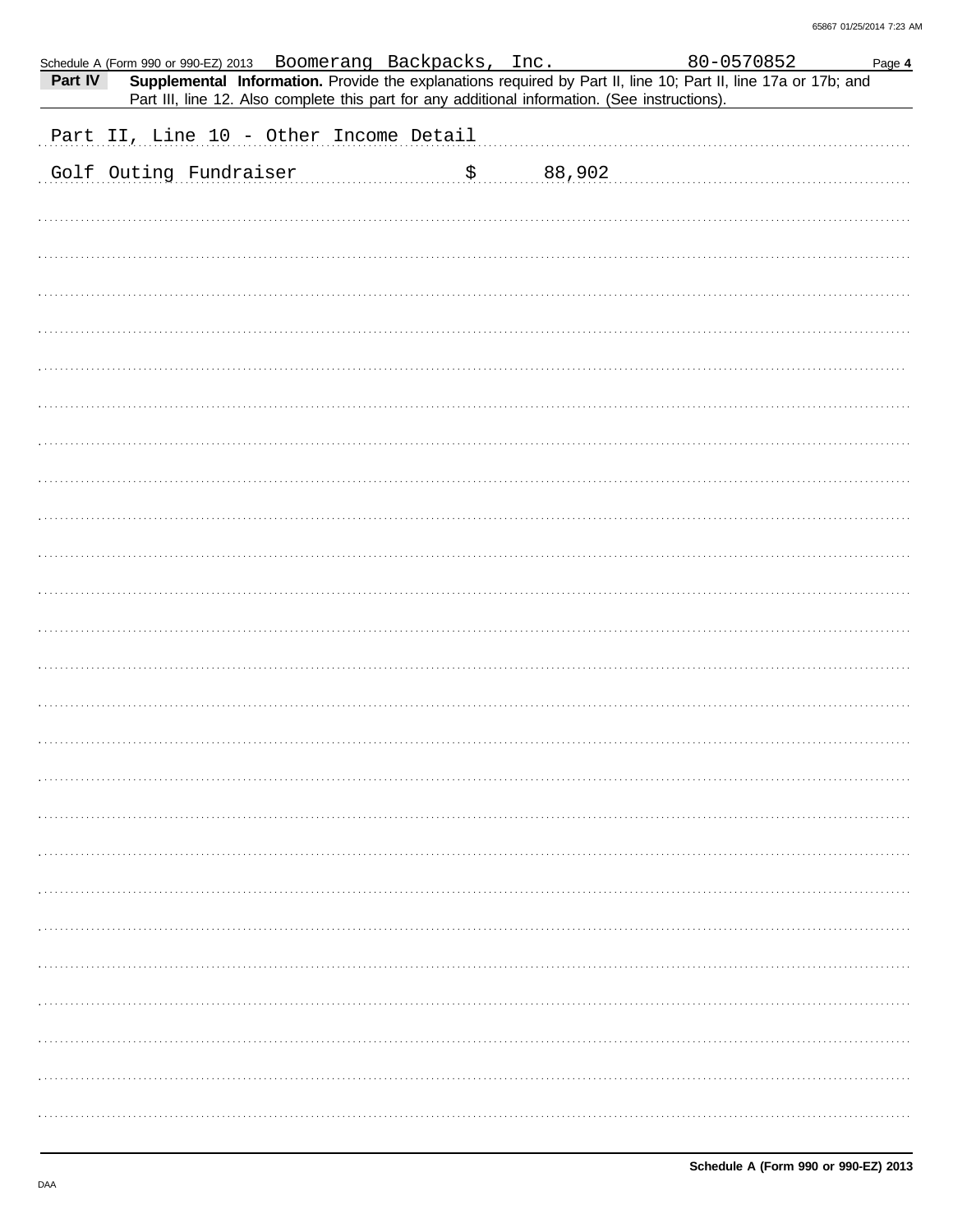Schedule A (Form 990 or 990-EZ) 2013 Boomerang Backpacks, Inc. 80-0570852 Page **4**

**Part IV** **Supplemental Information.** Provide the explanations required by Part II, line 10; Part II, line 17a or 17b; and Part III, line 12. Also complete this part for any additional information. (See instructions).

Part II, Line 10 - Other Income Detail

Golf Outing Fundraiser $ 88,902

Schedule A (Form 990 or 990-EZ) 2013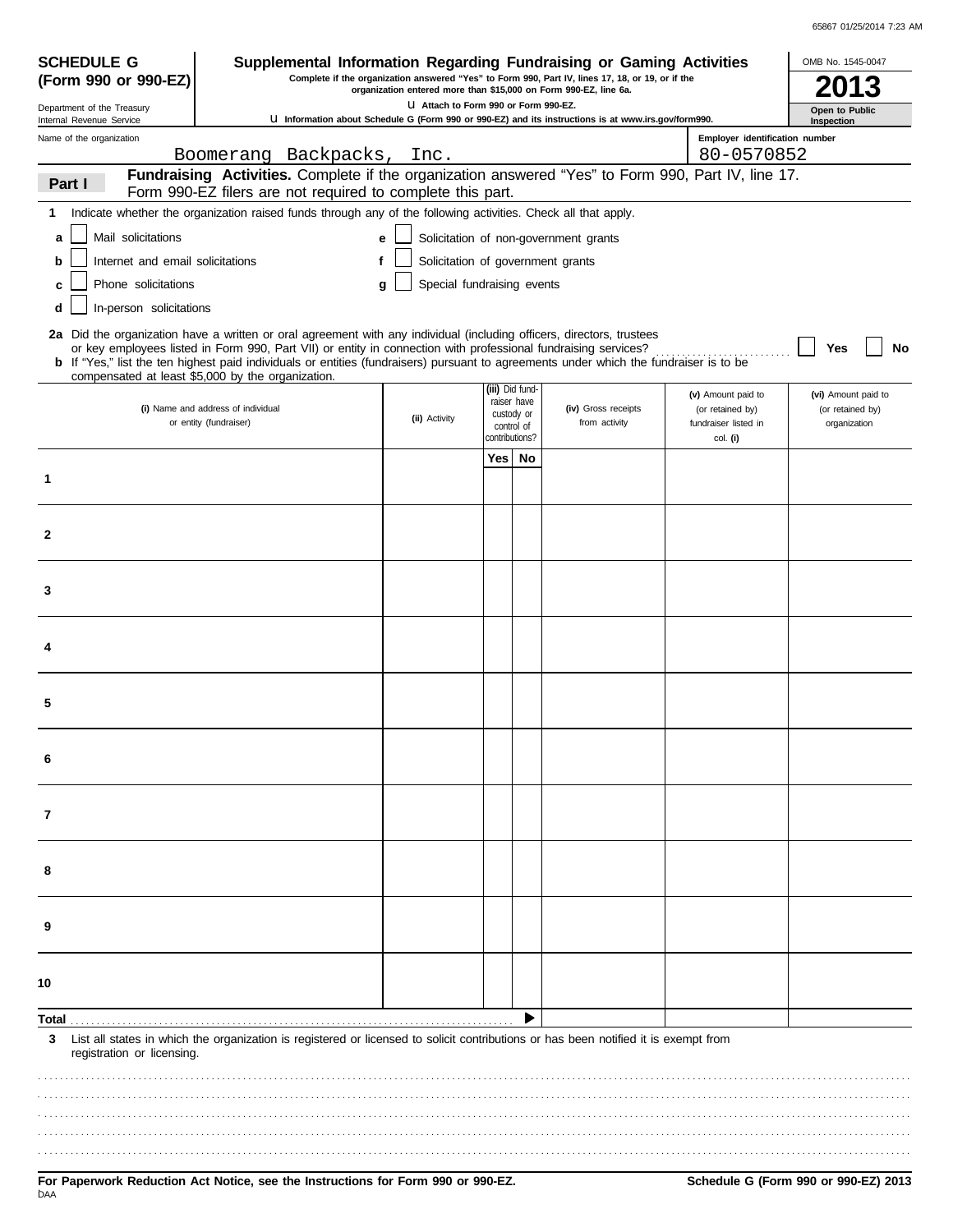**SCHEDULE G (Form 990 or 990-EZ)**

Department of the Treasury
Internal Revenue Service

# Supplemental Information Regarding Fundraising or Gaming Activities

**Complete if the organization answered "Yes" to Form 990, Part IV, lines 17, 18, or 19, or if the organization entered more than $15,000 on Form 990-EZ, line 6a.**

**Attach to Form 990 or Form 990-EZ.**

**Information about Schedule G (Form 990 or 990-EZ) and its instructions is at www.irs.gov/form990.**

OMB No. 1545-0047

**2013**

**Open to Public Inspection**

Name of the organization: Boomerang Backpacks, Inc.

Employer identification number: 80-0570852

## Part I — Fundraising Activities. Complete if the organization answered "Yes" to Form 990, Part IV, line 17. Form 990-EZ filers are not required to complete this part.

**1** Indicate whether the organization raised funds through any of the following activities. Check all that apply.

- **a** ☐ Mail solicitations
- **b** ☐ Internet and email solicitations
- **c** ☐ Phone solicitations
- **d** ☐ In-person solicitations
- **e** ☐ Solicitation of non-government grants
- **f** ☐ Solicitation of government grants
- **g** ☐ Special fundraising events

**2a** Did the organization have a written or oral agreement with any individual (including officers, directors, trustees or key employees listed in Form 990, Part VII) or entity in connection with professional fundraising services? ☐ Yes ☐ No

**b** If "Yes," list the ten highest paid individuals or entities (fundraisers) pursuant to agreements under which the fundraiser is to be compensated at least $5,000 by the organization.

| | (i) Name and address of individual or entity (fundraiser) | (ii) Activity | (iii) Did fund-raiser have custody or control of contributions? Yes | No | (iv) Gross receipts from activity | (v) Amount paid to (or retained by) fundraiser listed in col. (i) | (vi) Amount paid to (or retained by) organization |
|---|---|---|---|---|---|---|---|
| 1 | | | | | | | |
| 2 | | | | | | | |
| 3 | | | | | | | |
| 4 | | | | | | | |
| 5 | | | | | | | |
| 6 | | | | | | | |
| 7 | | | | | | | |
| 8 | | | | | | | |
| 9 | | | | | | | |
| 10 | | | | | | | |
| **Total** | | | | | | | |

**3** List all states in which the organization is registered or licensed to solicit contributions or has been notified it is exempt from registration or licensing.

**For Paperwork Reduction Act Notice, see the Instructions for Form 990 or 990-EZ.** **Schedule G (Form 990 or 990-EZ) 2013**

DAA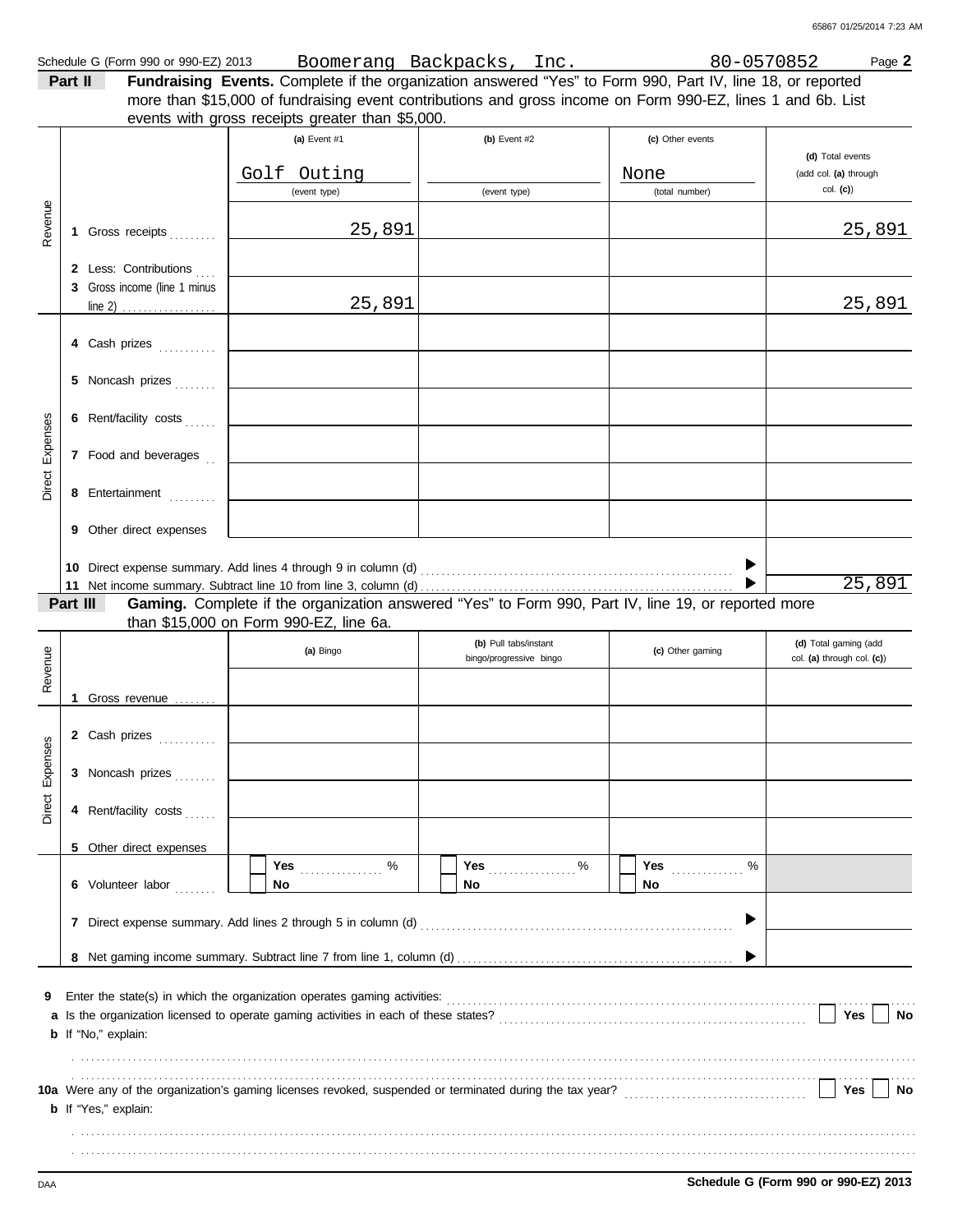Schedule G (Form 990 or 990-EZ) 2013 Boomerang Backpacks, Inc. 80-0570852 Page **2**

**Part II** **Fundraising Events.** Complete if the organization answered "Yes" to Form 990, Part IV, line 18, or reported more than $15,000 of fundraising event contributions and gross income on Form 990-EZ, lines 1 and 6b. List events with gross receipts greater than $5,000.

| | | (a) Event #1 | (b) Event #2 | (c) Other events | (d) Total events (add col. (a) through col. (c)) |
|---|---|---|---|---|---|
| | | Golf Outing (event type) | (event type) | None (total number) | |
| Revenue | 1 Gross receipts | 25,891 | | | 25,891 |
| | 2 Less: Contributions | | | | |
| | 3 Gross income (line 1 minus line 2) | 25,891 | | | 25,891 |
| Direct Expenses | 4 Cash prizes | | | | |
| | 5 Noncash prizes | | | | |
| | 6 Rent/facility costs | | | | |
| | 7 Food and beverages | | | | |
| | 8 Entertainment | | | | |
| | 9 Other direct expenses | | | | |
| | 10 Direct expense summary. Add lines 4 through 9 in column (d) | | | ▶ | |
| | 11 Net income summary. Subtract line 10 from line 3, column (d) | | | ▶ | 25,891 |

**Part III** **Gaming.** Complete if the organization answered "Yes" to Form 990, Part IV, line 19, or reported more than $15,000 on Form 990-EZ, line 6a.

| | | (a) Bingo | (b) Pull tabs/instant bingo/progressive bingo | (c) Other gaming | (d) Total gaming (add col. (a) through col. (c)) |
|---|---|---|---|---|---|
| Revenue | 1 Gross revenue | | | | |
| Direct Expenses | 2 Cash prizes | | | | |
| | 3 Noncash prizes | | | | |
| | 4 Rent/facility costs | | | | |
| | 5 Other direct expenses | | | | |
| | 6 Volunteer labor | ☐ Yes ..... % ☐ No | ☐ Yes ..... % ☐ No | ☐ Yes ..... % ☐ No | |
| | 7 Direct expense summary. Add lines 2 through 5 in column (d) | | | ▶ | |
| | 8 Net gaming income summary. Subtract line 7 from line 1, column (d) | | | ▶ | |

**9** Enter the state(s) in which the organization operates gaming activities: ............

**a** Is the organization licensed to operate gaming activities in each of these states? ☐ **Yes** ☐ **No**

**b** If "No," explain:

............

**10a** Were any of the organization's gaming licenses revoked, suspended or terminated during the tax year? ☐ **Yes** ☐ **No**

**b** If "Yes," explain:

............

**Schedule G (Form 990 or 990-EZ) 2013**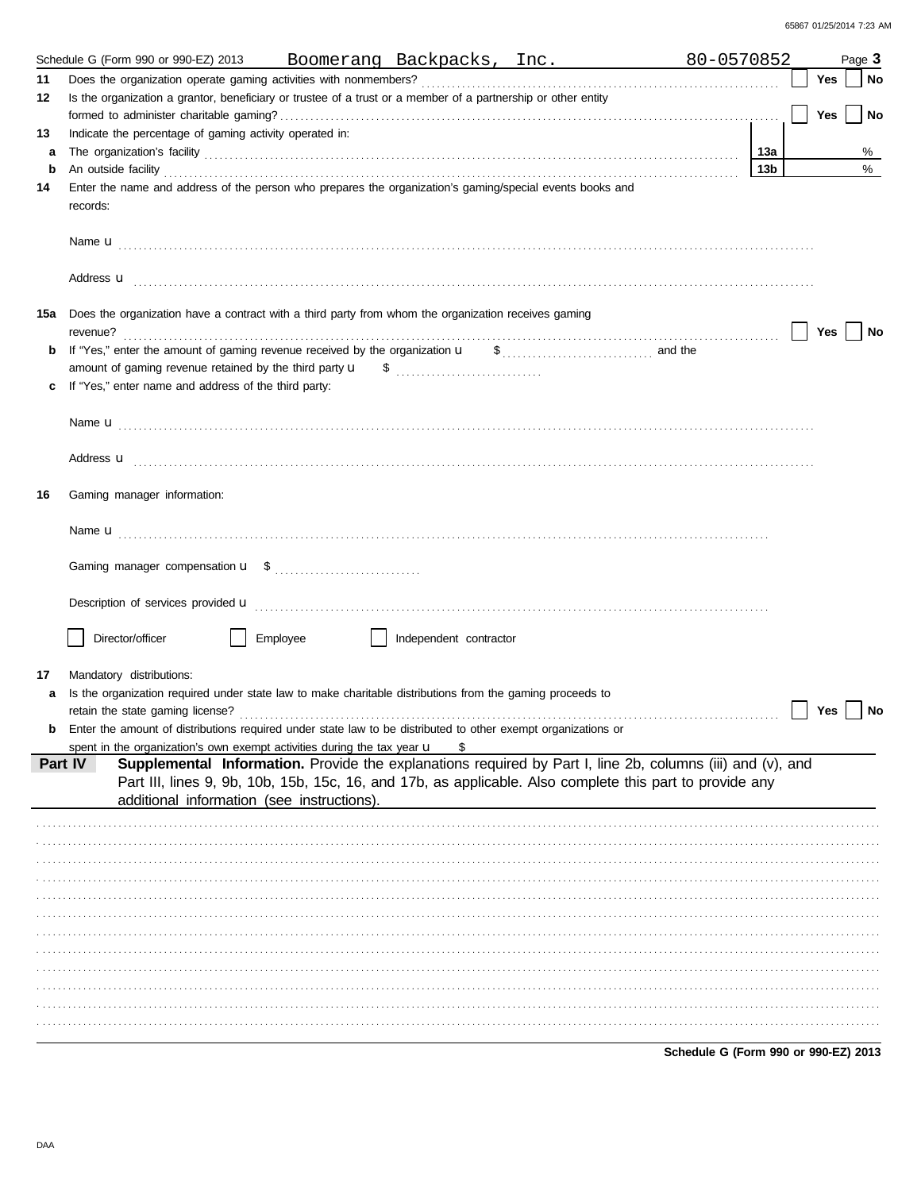Schedule G (Form 990 or 990-EZ) 2013 Boomerang Backpacks, Inc. 80-0570852 Page **3**

**11** Does the organization operate gaming activities with nonmembers? ☐ Yes ☐ No

**12** Is the organization a grantor, beneficiary or trustee of a trust or a member of a partnership or other entity formed to administer charitable gaming? ☐ Yes ☐ No

**13** Indicate the percentage of gaming activity operated in:

**a** The organization's facility **13a** %

**b** An outside facility **13b** %

**14** Enter the name and address of the person who prepares the organization's gaming/special events books and records:

Name u

Address u

**15a** Does the organization have a contract with a third party from whom the organization receives gaming revenue? ☐ Yes ☐ No

**b** If "Yes," enter the amount of gaming revenue received by the organization u $ and the amount of gaming revenue retained by the third party u $

**c** If "Yes," enter name and address of the third party:

Name u

Address u

**16** Gaming manager information:

Name u

Gaming manager compensation u $

Description of services provided u

☐ Director/officer ☐ Employee ☐ Independent contractor

**17** Mandatory distributions:

**a** Is the organization required under state law to make charitable distributions from the gaming proceeds to retain the state gaming license? ☐ Yes ☐ No

**b** Enter the amount of distributions required under state law to be distributed to other exempt organizations or spent in the organization's own exempt activities during the tax year u $

**Part IV** **Supplemental Information.** Provide the explanations required by Part I, line 2b, columns (iii) and (v), and Part III, lines 9, 9b, 10b, 15b, 15c, 16, and 17b, as applicable. Also complete this part to provide any additional information (see instructions).

**Schedule G (Form 990 or 990-EZ) 2013**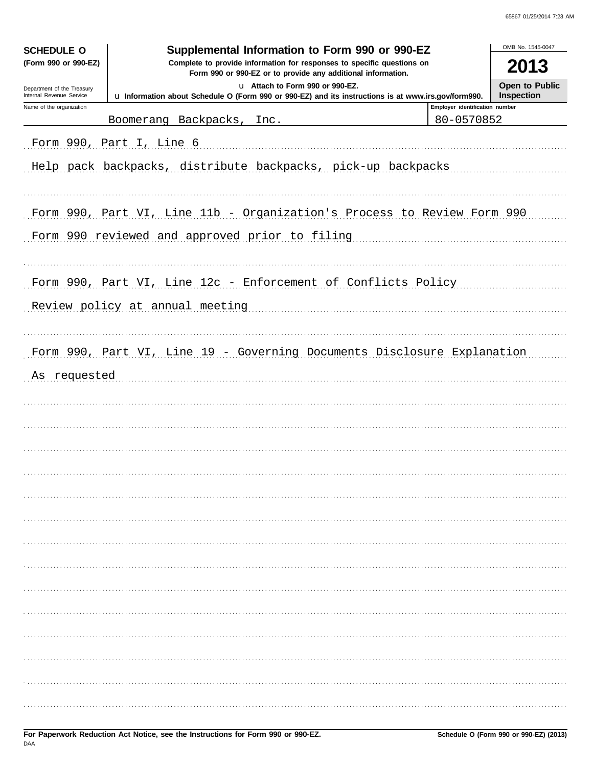**SCHEDULE O**
**(Form 990 or 990-EZ)**

Department of the Treasury
Internal Revenue Service

# Supplemental Information to Form 990 or 990-EZ

**Complete to provide information for responses to specific questions on Form 990 or 990-EZ or to provide any additional information.**

**u Attach to Form 990 or 990-EZ.**

**u Information about Schedule O (Form 990 or 990-EZ) and its instructions is at www.irs.gov/form990.**

OMB No. 1545-0047

**2013**

**Open to Public Inspection**

| Name of the organization | Employer identification number |
| --- | --- |
| Boomerang Backpacks, Inc. | 80-0570852 |

Form 990, Part I, Line 6

Help pack backpacks, distribute backpacks, pick-up backpacks

Form 990, Part VI, Line 11b - Organization's Process to Review Form 990

Form 990 reviewed and approved prior to filing

Form 990, Part VI, Line 12c - Enforcement of Conflicts Policy

Review policy at annual meeting

Form 990, Part VI, Line 19 - Governing Documents Disclosure Explanation

As requested

**For Paperwork Reduction Act Notice, see the Instructions for Form 990 or 990-EZ.** **Schedule O (Form 990 or 990-EZ) (2013)**

DAA